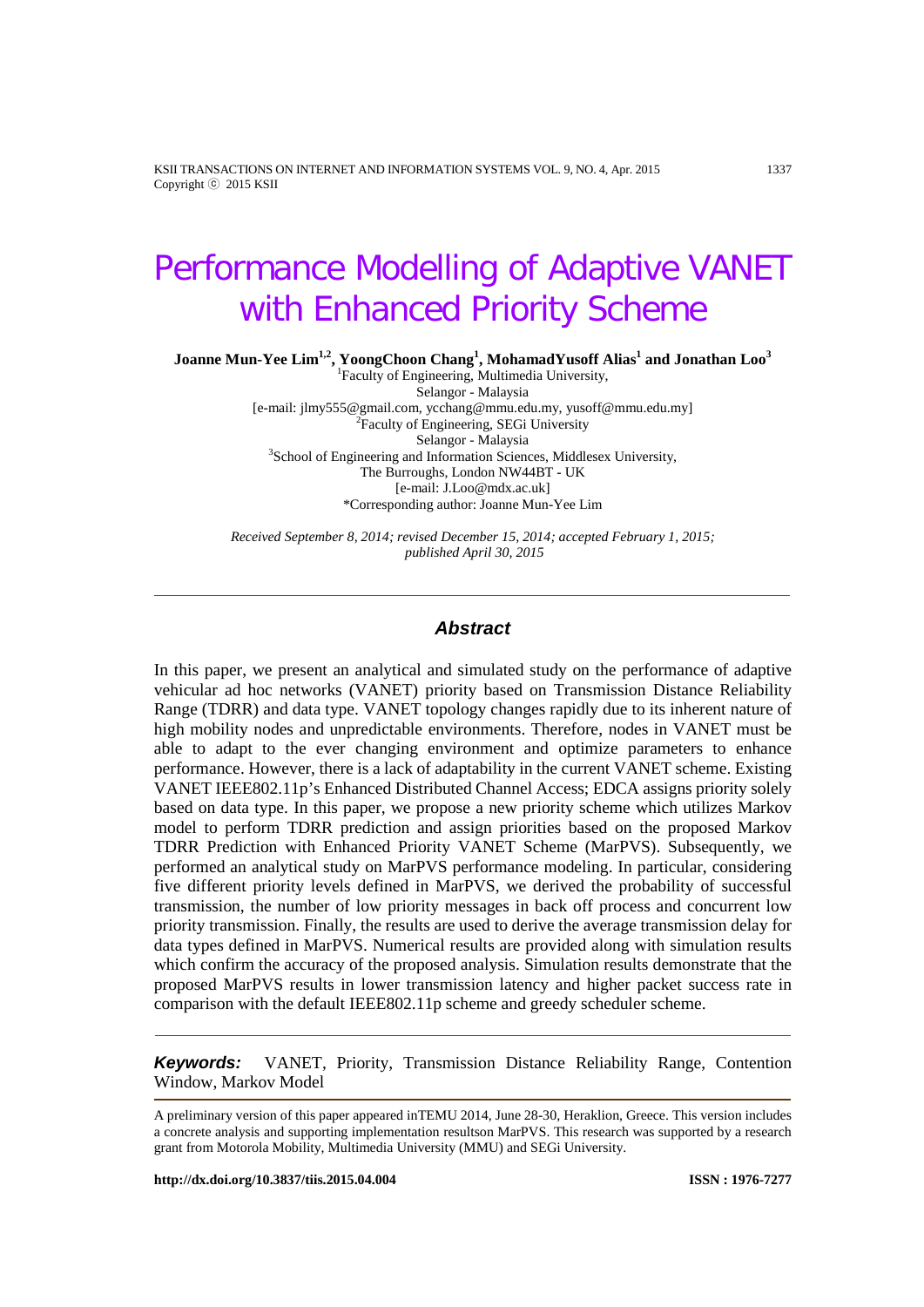# Performance Modelling of Adaptive VANET with Enhanced Priority Scheme

**Joanne Mun-Yee Lim[1,2], YoongChoon Chang[1], MohamadYusoff Alias[1] and Jonathan Loo[3]**

[1]Faculty of Engineering, Multimedia University,
Selangor - Malaysia
[e-mail: jlmy555@gmail.com, ycchang@mmu.edu.my, yusoff@mmu.edu.my]
[2]Faculty of Engineering, SEGi University
Selangor - Malaysia
[3]School of Engineering and Information Sciences, Middlesex University,
The Burroughs, London NW44BT - UK
[e-mail: J.Loo@mdx.ac.uk]
*Corresponding author: Joanne Mun-Yee Lim

*Received September 8, 2014; revised December 15, 2014; accepted February 1, 2015; published April 30, 2015*

---

## Abstract

In this paper, we present an analytical and simulated study on the performance of adaptive vehicular ad hoc networks (VANET) priority based on Transmission Distance Reliability Range (TDRR) and data type. VANET topology changes rapidly due to its inherent nature of high mobility nodes and unpredictable environments. Therefore, nodes in VANET must be able to adapt to the ever changing environment and optimize parameters to enhance performance. However, there is a lack of adaptability in the current VANET scheme. Existing VANET IEEE802.11p's Enhanced Distributed Channel Access; EDCA assigns priority solely based on data type. In this paper, we propose a new priority scheme which utilizes Markov model to perform TDRR prediction and assign priorities based on the proposed Markov TDRR Prediction with Enhanced Priority VANET Scheme (MarPVS). Subsequently, we performed an analytical study on MarPVS performance modeling. In particular, considering five different priority levels defined in MarPVS, we derived the probability of successful transmission, the number of low priority messages in back off process and concurrent low priority transmission. Finally, the results are used to derive the average transmission delay for data types defined in MarPVS. Numerical results are provided along with simulation results which confirm the accuracy of the proposed analysis. Simulation results demonstrate that the proposed MarPVS results in lower transmission latency and higher packet success rate in comparison with the default IEEE802.11p scheme and greedy scheduler scheme.

---

***Keywords:*** VANET, Priority, Transmission Distance Reliability Range, Contention Window, Markov Model

---

A preliminary version of this paper appeared inTEMU 2014, June 28-30, Heraklion, Greece. This version includes a concrete analysis and supporting implementation resultson MarPVS. This research was supported by a research grant from Motorola Mobility, Multimedia University (MMU) and SEGi University.

**http://dx.doi.org/10.3837/tiis.2015.04.004** **ISSN : 1976-7277**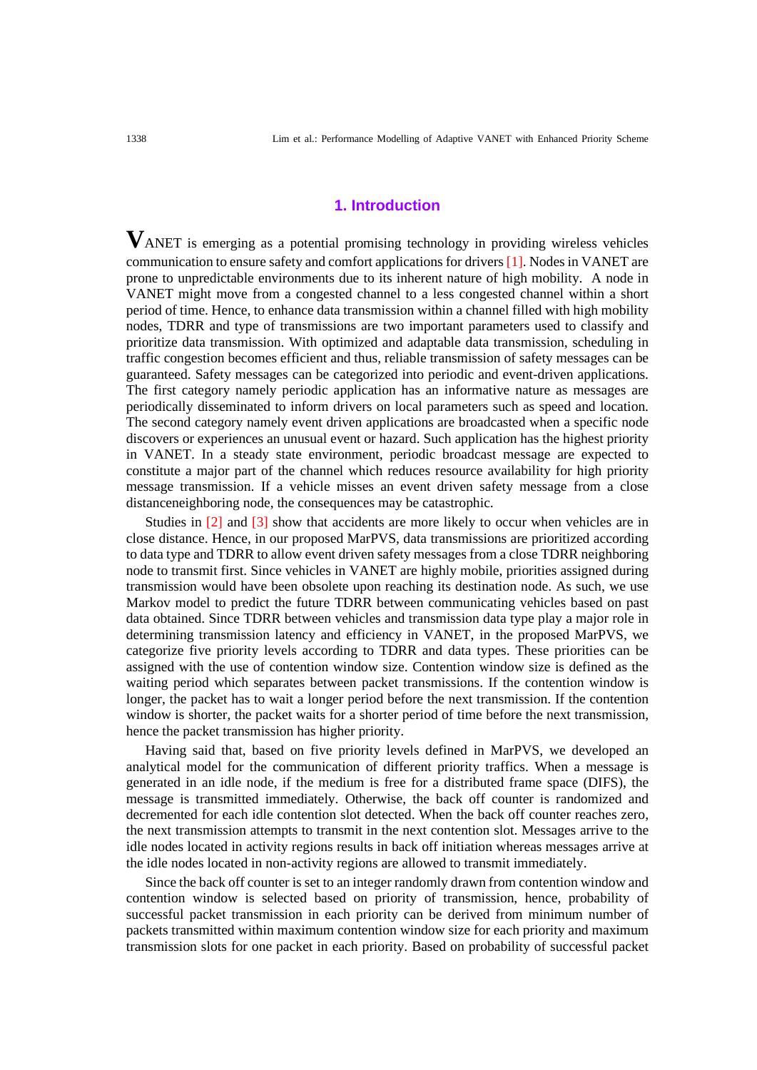## 1. Introduction

VANET is emerging as a potential promising technology in providing wireless vehicles communication to ensure safety and comfort applications for drivers [1]. Nodes in VANET are prone to unpredictable environments due to its inherent nature of high mobility. A node in VANET might move from a congested channel to a less congested channel within a short period of time. Hence, to enhance data transmission within a channel filled with high mobility nodes, TDRR and type of transmissions are two important parameters used to classify and prioritize data transmission. With optimized and adaptable data transmission, scheduling in traffic congestion becomes efficient and thus, reliable transmission of safety messages can be guaranteed. Safety messages can be categorized into periodic and event-driven applications. The first category namely periodic application has an informative nature as messages are periodically disseminated to inform drivers on local parameters such as speed and location. The second category namely event driven applications are broadcasted when a specific node discovers or experiences an unusual event or hazard. Such application has the highest priority in VANET. In a steady state environment, periodic broadcast message are expected to constitute a major part of the channel which reduces resource availability for high priority message transmission. If a vehicle misses an event driven safety message from a close distanceneighboring node, the consequences may be catastrophic.

Studies in [2] and [3] show that accidents are more likely to occur when vehicles are in close distance. Hence, in our proposed MarPVS, data transmissions are prioritized according to data type and TDRR to allow event driven safety messages from a close TDRR neighboring node to transmit first. Since vehicles in VANET are highly mobile, priorities assigned during transmission would have been obsolete upon reaching its destination node. As such, we use Markov model to predict the future TDRR between communicating vehicles based on past data obtained. Since TDRR between vehicles and transmission data type play a major role in determining transmission latency and efficiency in VANET, in the proposed MarPVS, we categorize five priority levels according to TDRR and data types. These priorities can be assigned with the use of contention window size. Contention window size is defined as the waiting period which separates between packet transmissions. If the contention window is longer, the packet has to wait a longer period before the next transmission. If the contention window is shorter, the packet waits for a shorter period of time before the next transmission, hence the packet transmission has higher priority.

Having said that, based on five priority levels defined in MarPVS, we developed an analytical model for the communication of different priority traffics. When a message is generated in an idle node, if the medium is free for a distributed frame space (DIFS), the message is transmitted immediately. Otherwise, the back off counter is randomized and decremented for each idle contention slot detected. When the back off counter reaches zero, the next transmission attempts to transmit in the next contention slot. Messages arrive to the idle nodes located in activity regions results in back off initiation whereas messages arrive at the idle nodes located in non-activity regions are allowed to transmit immediately.

Since the back off counter is set to an integer randomly drawn from contention window and contention window is selected based on priority of transmission, hence, probability of successful packet transmission in each priority can be derived from minimum number of packets transmitted within maximum contention window size for each priority and maximum transmission slots for one packet in each priority. Based on probability of successful packet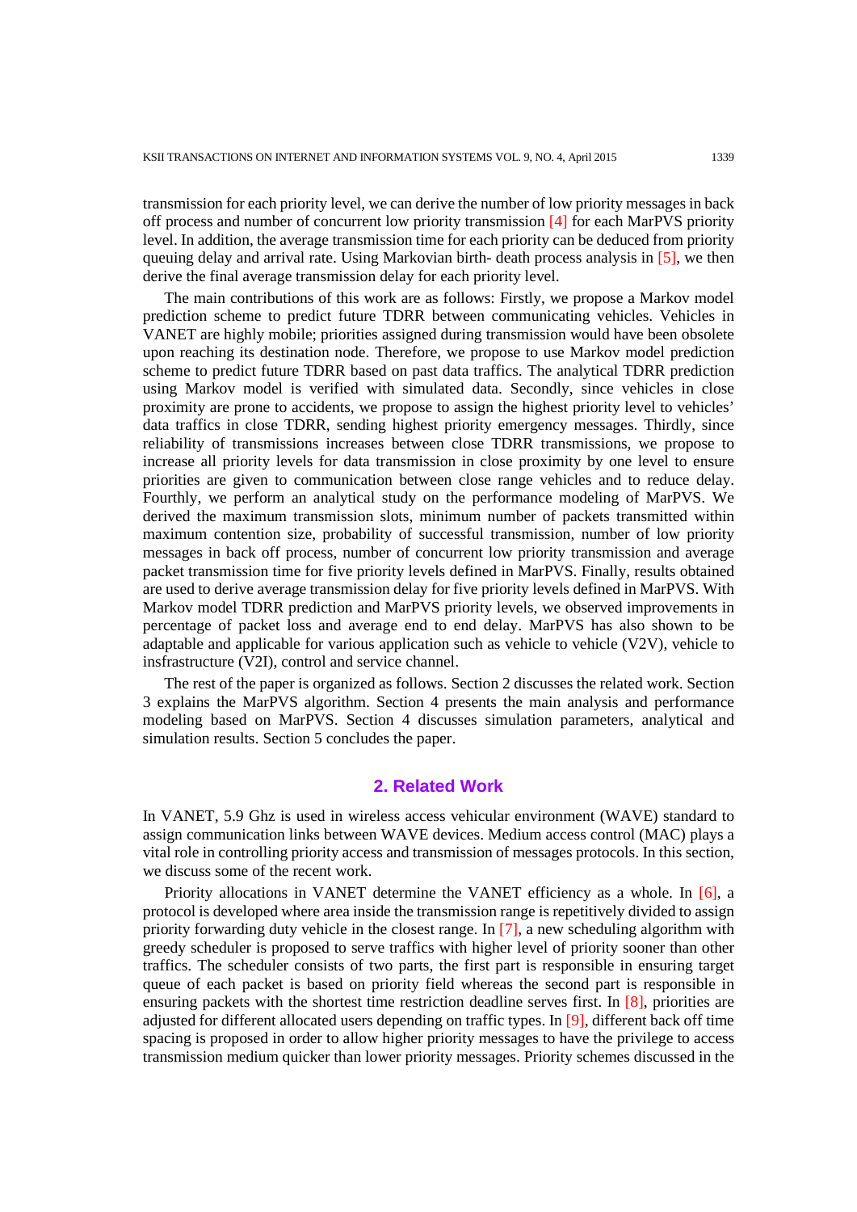transmission for each priority level, we can derive the number of low priority messages in back off process and number of concurrent low priority transmission [4] for each MarPVS priority level. In addition, the average transmission time for each priority can be deduced from priority queuing delay and arrival rate. Using Markovian birth- death process analysis in [5], we then derive the final average transmission delay for each priority level.

The main contributions of this work are as follows: Firstly, we propose a Markov model prediction scheme to predict future TDRR between communicating vehicles. Vehicles in VANET are highly mobile; priorities assigned during transmission would have been obsolete upon reaching its destination node. Therefore, we propose to use Markov model prediction scheme to predict future TDRR based on past data traffics. The analytical TDRR prediction using Markov model is verified with simulated data. Secondly, since vehicles in close proximity are prone to accidents, we propose to assign the highest priority level to vehicles' data traffics in close TDRR, sending highest priority emergency messages. Thirdly, since reliability of transmissions increases between close TDRR transmissions, we propose to increase all priority levels for data transmission in close proximity by one level to ensure priorities are given to communication between close range vehicles and to reduce delay. Fourthly, we perform an analytical study on the performance modeling of MarPVS. We derived the maximum transmission slots, minimum number of packets transmitted within maximum contention size, probability of successful transmission, number of low priority messages in back off process, number of concurrent low priority transmission and average packet transmission time for five priority levels defined in MarPVS. Finally, results obtained are used to derive average transmission delay for five priority levels defined in MarPVS. With Markov model TDRR prediction and MarPVS priority levels, we observed improvements in percentage of packet loss and average end to end delay. MarPVS has also shown to be adaptable and applicable for various application such as vehicle to vehicle (V2V), vehicle to insfrastructure (V2I), control and service channel.

The rest of the paper is organized as follows. Section 2 discusses the related work. Section 3 explains the MarPVS algorithm. Section 4 presents the main analysis and performance modeling based on MarPVS. Section 4 discusses simulation parameters, analytical and simulation results. Section 5 concludes the paper.

## 2. Related Work

In VANET, 5.9 Ghz is used in wireless access vehicular environment (WAVE) standard to assign communication links between WAVE devices. Medium access control (MAC) plays a vital role in controlling priority access and transmission of messages protocols. In this section, we discuss some of the recent work.

Priority allocations in VANET determine the VANET efficiency as a whole. In [6], a protocol is developed where area inside the transmission range is repetitively divided to assign priority forwarding duty vehicle in the closest range. In [7], a new scheduling algorithm with greedy scheduler is proposed to serve traffics with higher level of priority sooner than other traffics. The scheduler consists of two parts, the first part is responsible in ensuring target queue of each packet is based on priority field whereas the second part is responsible in ensuring packets with the shortest time restriction deadline serves first. In [8], priorities are adjusted for different allocated users depending on traffic types. In [9], different back off time spacing is proposed in order to allow higher priority messages to have the privilege to access transmission medium quicker than lower priority messages. Priority schemes discussed in the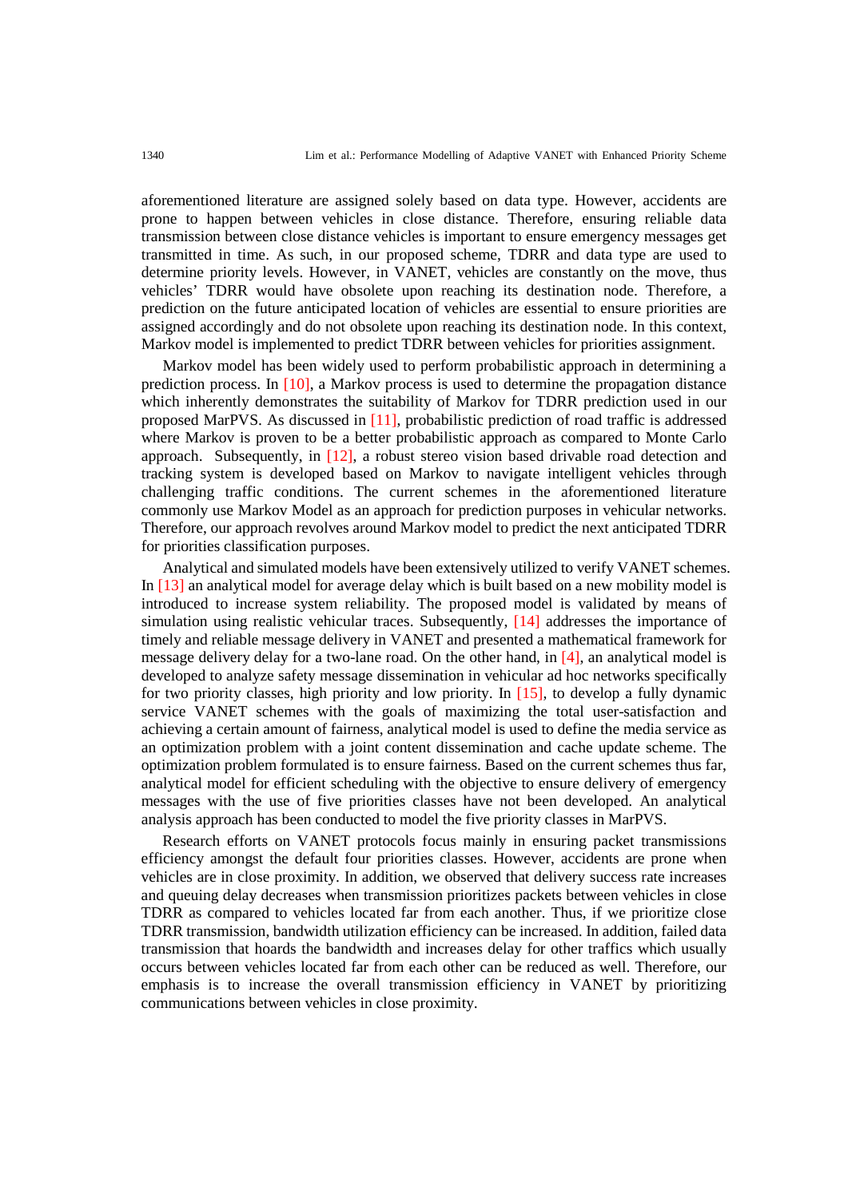aforementioned literature are assigned solely based on data type. However, accidents are prone to happen between vehicles in close distance. Therefore, ensuring reliable data transmission between close distance vehicles is important to ensure emergency messages get transmitted in time. As such, in our proposed scheme, TDRR and data type are used to determine priority levels. However, in VANET, vehicles are constantly on the move, thus vehicles' TDRR would have obsolete upon reaching its destination node. Therefore, a prediction on the future anticipated location of vehicles are essential to ensure priorities are assigned accordingly and do not obsolete upon reaching its destination node. In this context, Markov model is implemented to predict TDRR between vehicles for priorities assignment.

Markov model has been widely used to perform probabilistic approach in determining a prediction process. In [10], a Markov process is used to determine the propagation distance which inherently demonstrates the suitability of Markov for TDRR prediction used in our proposed MarPVS. As discussed in [11], probabilistic prediction of road traffic is addressed where Markov is proven to be a better probabilistic approach as compared to Monte Carlo approach. Subsequently, in [12], a robust stereo vision based drivable road detection and tracking system is developed based on Markov to navigate intelligent vehicles through challenging traffic conditions. The current schemes in the aforementioned literature commonly use Markov Model as an approach for prediction purposes in vehicular networks. Therefore, our approach revolves around Markov model to predict the next anticipated TDRR for priorities classification purposes.

Analytical and simulated models have been extensively utilized to verify VANET schemes. In [13] an analytical model for average delay which is built based on a new mobility model is introduced to increase system reliability. The proposed model is validated by means of simulation using realistic vehicular traces. Subsequently, [14] addresses the importance of timely and reliable message delivery in VANET and presented a mathematical framework for message delivery delay for a two-lane road. On the other hand, in [4], an analytical model is developed to analyze safety message dissemination in vehicular ad hoc networks specifically for two priority classes, high priority and low priority. In [15], to develop a fully dynamic service VANET schemes with the goals of maximizing the total user-satisfaction and achieving a certain amount of fairness, analytical model is used to define the media service as an optimization problem with a joint content dissemination and cache update scheme. The optimization problem formulated is to ensure fairness. Based on the current schemes thus far, analytical model for efficient scheduling with the objective to ensure delivery of emergency messages with the use of five priorities classes have not been developed. An analytical analysis approach has been conducted to model the five priority classes in MarPVS.

Research efforts on VANET protocols focus mainly in ensuring packet transmissions efficiency amongst the default four priorities classes. However, accidents are prone when vehicles are in close proximity. In addition, we observed that delivery success rate increases and queuing delay decreases when transmission prioritizes packets between vehicles in close TDRR as compared to vehicles located far from each another. Thus, if we prioritize close TDRR transmission, bandwidth utilization efficiency can be increased. In addition, failed data transmission that hoards the bandwidth and increases delay for other traffics which usually occurs between vehicles located far from each other can be reduced as well. Therefore, our emphasis is to increase the overall transmission efficiency in VANET by prioritizing communications between vehicles in close proximity.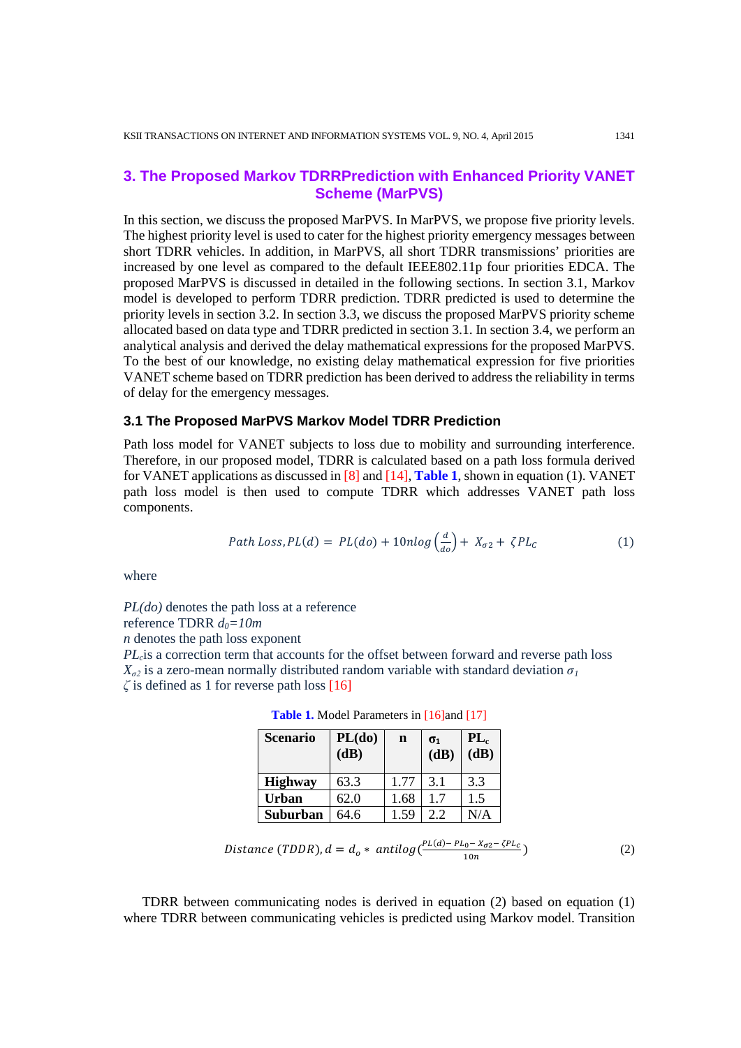## 3. The Proposed Markov TDRRPrediction with Enhanced Priority VANET Scheme (MarPVS)

In this section, we discuss the proposed MarPVS. In MarPVS, we propose five priority levels. The highest priority level is used to cater for the highest priority emergency messages between short TDRR vehicles. In addition, in MarPVS, all short TDRR transmissions' priorities are increased by one level as compared to the default IEEE802.11p four priorities EDCA. The proposed MarPVS is discussed in detailed in the following sections. In section 3.1, Markov model is developed to perform TDRR prediction. TDRR predicted is used to determine the priority levels in section 3.2. In section 3.3, we discuss the proposed MarPVS priority scheme allocated based on data type and TDRR predicted in section 3.1. In section 3.4, we perform an analytical analysis and derived the delay mathematical expressions for the proposed MarPVS. To the best of our knowledge, no existing delay mathematical expression for five priorities VANET scheme based on TDRR prediction has been derived to address the reliability in terms of delay for the emergency messages.

### 3.1 The Proposed MarPVS Markov Model TDRR Prediction

Path loss model for VANET subjects to loss due to mobility and surrounding interference. Therefore, in our proposed model, TDRR is calculated based on a path loss formula derived for VANET applications as discussed in [8] and [14], **Table 1**, shown in equation (1). VANET path loss model is then used to compute TDRR which addresses VANET path loss components.

$$Path\ Loss, PL(d) = PL(do) + 10nlog\left(\frac{d}{do}\right) + X_{\sigma 2} + \zeta PL_C \tag{1}$$

where

$PL(do)$ denotes the path loss at a reference
reference TDRR $d_0=10m$
$n$ denotes the path loss exponent
$PL_c$is a correction term that accounts for the offset between forward and reverse path loss
$X_{\sigma 2}$ is a zero-mean normally distributed random variable with standard deviation $\sigma_1$
$\zeta$ is defined as 1 for reverse path loss [16]

**Table 1.** Model Parameters in [16]and [17]

| Scenario | PL(do) (dB) | n | $\sigma_1$ (dB) | $PL_c$ (dB) |
|---|---|---|---|---|
| **Highway** | 63.3 | 1.77 | 3.1 | 3.3 |
| **Urban** | 62.0 | 1.68 | 1.7 | 1.5 |
| **Suburban** | 64.6 | 1.59 | 2.2 | N/A |

$$Distance\ (TDDR), d = d_o * \ antilog\left(\frac{PL(d) - PL_0 - X_{\sigma 2} - \zeta PL_C}{10n}\right) \tag{2}$$

TDRR between communicating nodes is derived in equation (2) based on equation (1) where TDRR between communicating vehicles is predicted using Markov model. Transition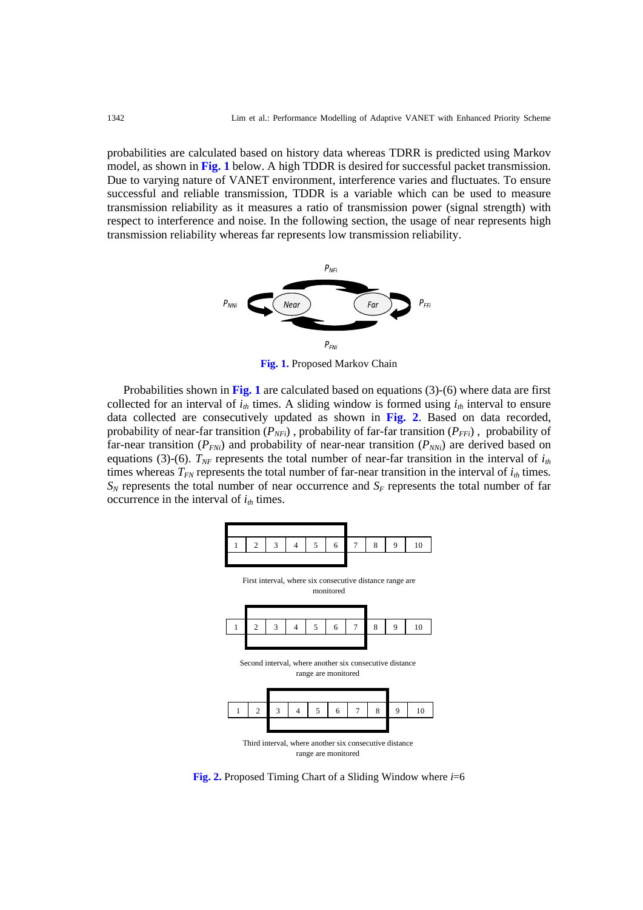probabilities are calculated based on history data whereas TDRR is predicted using Markov model, as shown in **Fig. 1** below. A high TDDR is desired for successful packet transmission. Due to varying nature of VANET environment, interference varies and fluctuates. To ensure successful and reliable transmission, TDDR is a variable which can be used to measure transmission reliability as it measures a ratio of transmission power (signal strength) with respect to interference and noise. In the following section, the usage of near represents high transmission reliability whereas far represents low transmission reliability.

**Fig. 1.** Proposed Markov Chain

Probabilities shown in **Fig. 1** are calculated based on equations (3)-(6) where data are first collected for an interval of $i_{th}$ times. A sliding window is formed using $i_{th}$ interval to ensure data collected are consecutively updated as shown in **Fig. 2**. Based on data recorded, probability of near-far transition ($P_{NFi}$) , probability of far-far transition ($P_{FFi}$) , probability of far-near transition ($P_{FNi}$) and probability of near-near transition ($P_{NNi}$) are derived based on equations (3)-(6). $T_{NF}$ represents the total number of near-far transition in the interval of $i_{th}$ times whereas $T_{FN}$ represents the total number of far-near transition in the interval of $i_{th}$ times. $S_N$ represents the total number of near occurrence and $S_F$ represents the total number of far occurrence in the interval of $i_{th}$ times.

First interval, where six consecutive distance range are monitored

Second interval, where another six consecutive distance range are monitored

Third interval, where another six consecutive distance range are monitored

**Fig. 2.** Proposed Timing Chart of a Sliding Window where $i$=6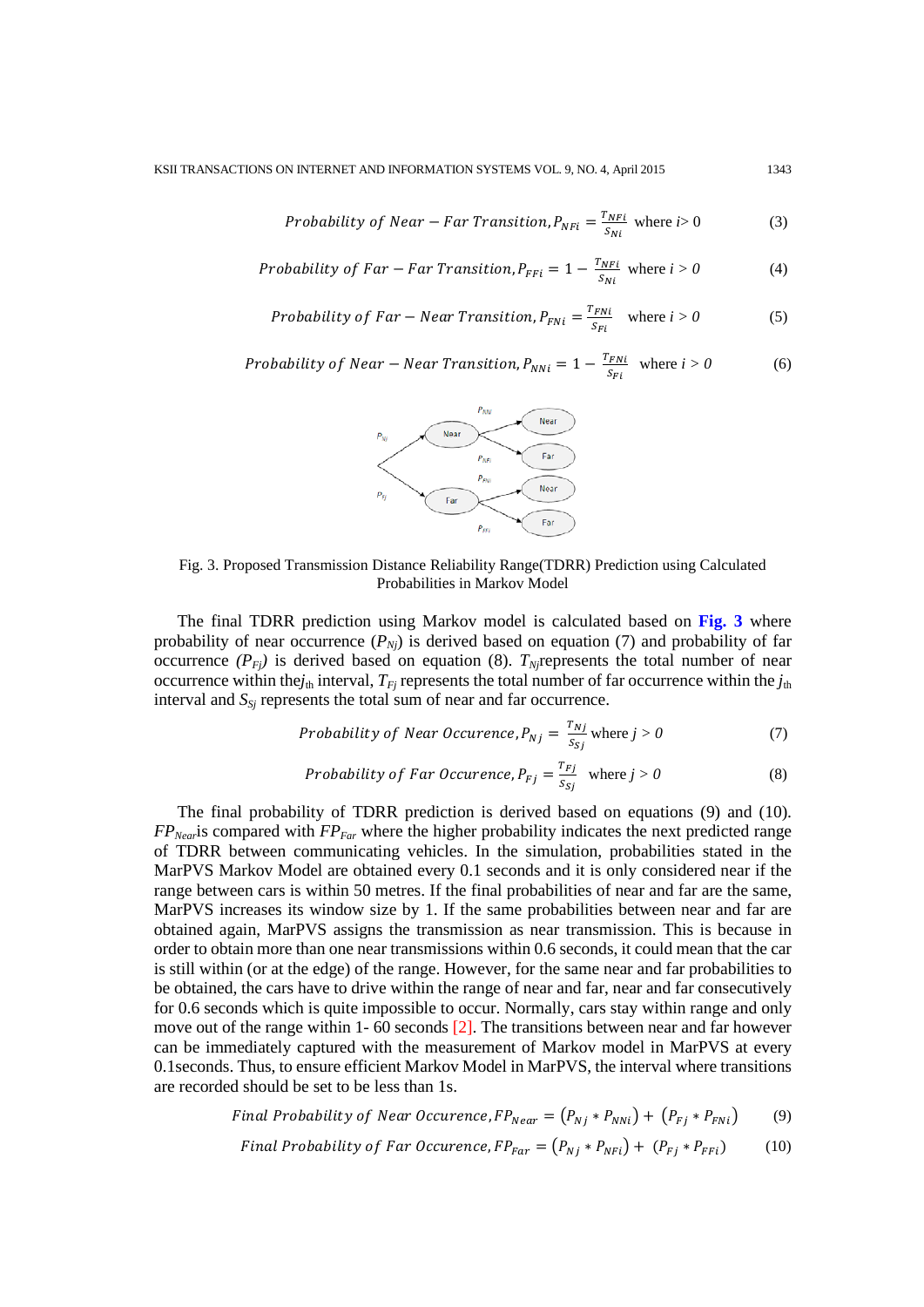$$Probability\ of\ Near - Far\ Transition, P_{NFi} = \frac{T_{NFi}}{S_{Ni}} \text{ where } i > 0 \tag{3}$$

$$Probability\ of\ Far - Far\ Transition, P_{FFi} = 1 - \frac{T_{NFi}}{S_{Ni}} \text{ where } i > 0 \tag{4}$$

$$Probability\ of\ Far - Near\ Transition, P_{FNi} = \frac{T_{FNi}}{S_{Fi}} \text{ where } i > 0 \tag{5}$$

$$Probability\ of\ Near - Near\ Transition, P_{NNi} = 1 - \frac{T_{FNi}}{S_{Fi}} \text{ where } i > 0 \tag{6}$$

Fig. 3. Proposed Transmission Distance Reliability Range(TDRR) Prediction using Calculated Probabilities in Markov Model

The final TDRR prediction using Markov model is calculated based on **Fig. 3** where probability of near occurrence ($P_{Nj}$) is derived based on equation (7) and probability of far occurrence *($P_{Fj}$)* is derived based on equation (8). $T_{Nj}$represents the total number of near occurrence within the$j_{th}$ interval, $T_{Fj}$ represents the total number of far occurrence within the $j_{th}$ interval and $S_{Sj}$ represents the total sum of near and far occurrence.

$$Probability\ of\ Near\ Occurence, P_{Nj} = \frac{T_{Nj}}{S_{Sj}} \text{ where } j > 0 \tag{7}$$

$$Probability\ of\ Far\ Occurence, P_{Fj} = \frac{T_{Fj}}{S_{Sj}} \text{ where } j > 0 \tag{8}$$

The final probability of TDRR prediction is derived based on equations (9) and (10). $FP_{Near}$is compared with $FP_{Far}$ where the higher probability indicates the next predicted range of TDRR between communicating vehicles. In the simulation, probabilities stated in the MarPVS Markov Model are obtained every 0.1 seconds and it is only considered near if the range between cars is within 50 metres. If the final probabilities of near and far are the same, MarPVS increases its window size by 1. If the same probabilities between near and far are obtained again, MarPVS assigns the transmission as near transmission. This is because in order to obtain more than one near transmissions within 0.6 seconds, it could mean that the car is still within (or at the edge) of the range. However, for the same near and far probabilities to be obtained, the cars have to drive within the range of near and far, near and far consecutively for 0.6 seconds which is quite impossible to occur. Normally, cars stay within range and only move out of the range within 1- 60 seconds [2]. The transitions between near and far however can be immediately captured with the measurement of Markov model in MarPVS at every 0.1seconds. Thus, to ensure efficient Markov Model in MarPVS, the interval where transitions are recorded should be set to be less than 1s.

$$Final\ Probability\ of\ Near\ Occurence, FP_{Near} = \left(P_{Nj} * P_{NNi}\right) + \left(P_{Fj} * P_{FNi}\right) \tag{9}$$

$$Final\ Probability\ of\ Far\ Occurence, FP_{Far} = \left(P_{Nj} * P_{NFi}\right) + \left(P_{Fj} * P_{FFi}\right) \tag{10}$$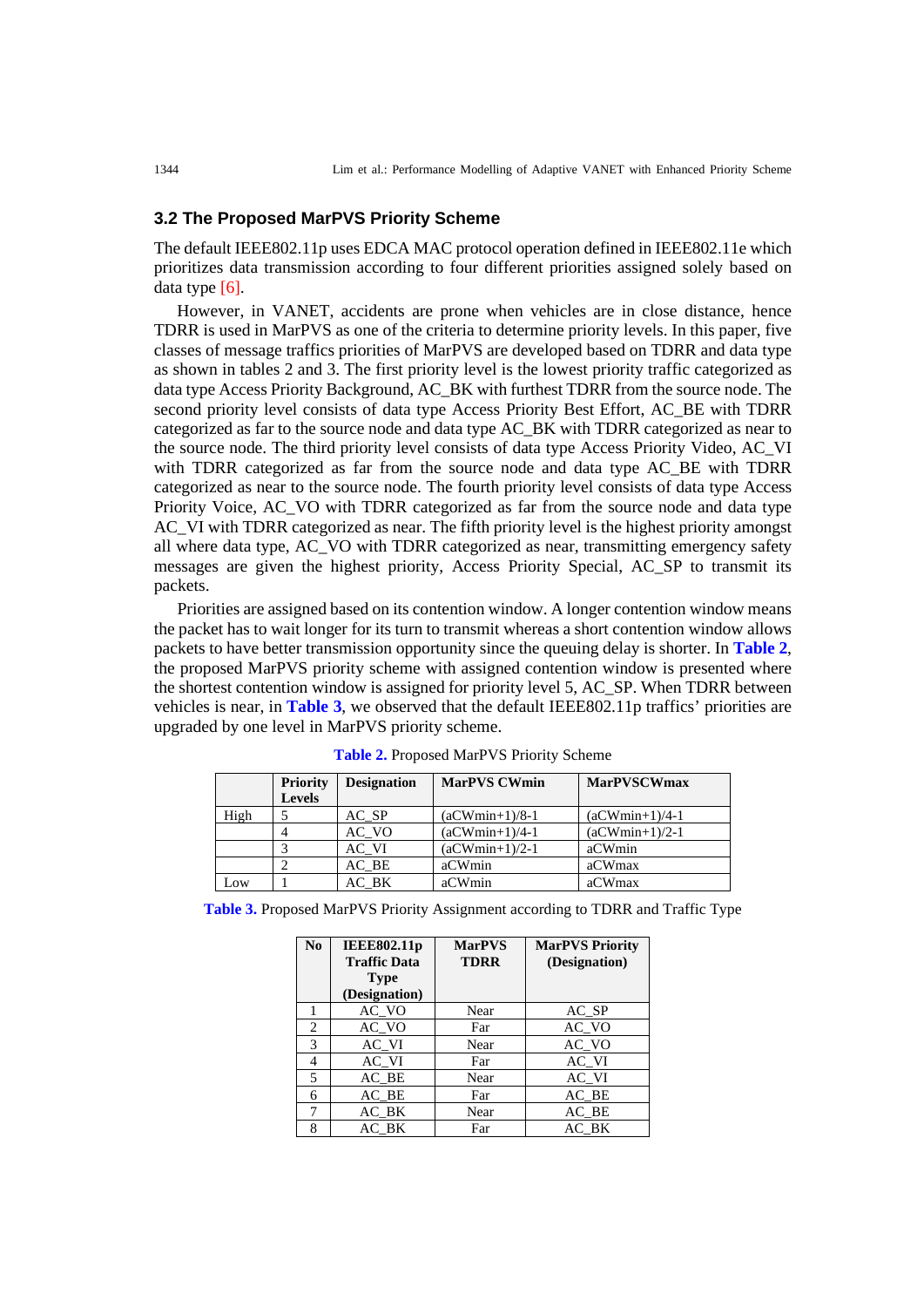### 3.2 The Proposed MarPVS Priority Scheme

The default IEEE802.11p uses EDCA MAC protocol operation defined in IEEE802.11e which prioritizes data transmission according to four different priorities assigned solely based on data type [6].

However, in VANET, accidents are prone when vehicles are in close distance, hence TDRR is used in MarPVS as one of the criteria to determine priority levels. In this paper, five classes of message traffics priorities of MarPVS are developed based on TDRR and data type as shown in tables 2 and 3. The first priority level is the lowest priority traffic categorized as data type Access Priority Background, AC_BK with furthest TDRR from the source node. The second priority level consists of data type Access Priority Best Effort, AC_BE with TDRR categorized as far to the source node and data type AC_BK with TDRR categorized as near to the source node. The third priority level consists of data type Access Priority Video, AC_VI with TDRR categorized as far from the source node and data type AC_BE with TDRR categorized as near to the source node. The fourth priority level consists of data type Access Priority Voice, AC_VO with TDRR categorized as far from the source node and data type AC_VI with TDRR categorized as near. The fifth priority level is the highest priority amongst all where data type, AC_VO with TDRR categorized as near, transmitting emergency safety messages are given the highest priority, Access Priority Special, AC_SP to transmit its packets.

Priorities are assigned based on its contention window. A longer contention window means the packet has to wait longer for its turn to transmit whereas a short contention window allows packets to have better transmission opportunity since the queuing delay is shorter. In **Table 2**, the proposed MarPVS priority scheme with assigned contention window is presented where the shortest contention window is assigned for priority level 5, AC_SP. When TDRR between vehicles is near, in **Table 3**, we observed that the default IEEE802.11p traffics' priorities are upgraded by one level in MarPVS priority scheme.

**Table 2.** Proposed MarPVS Priority Scheme

| | Priority Levels | Designation | MarPVS CWmin | MarPVSCWmax |
|---|---|---|---|---|
| High | 5 | AC_SP | (aCWmin+1)/8-1 | (aCWmin+1)/4-1 |
| | 4 | AC_VO | (aCWmin+1)/4-1 | (aCWmin+1)/2-1 |
| | 3 | AC_VI | (aCWmin+1)/2-1 | aCWmin |
| | 2 | AC_BE | aCWmin | aCWmax |
| Low | 1 | AC_BK | aCWmin | aCWmax |

**Table 3.** Proposed MarPVS Priority Assignment according to TDRR and Traffic Type

| No | IEEE802.11p Traffic Data Type (Designation) | MarPVS TDRR | MarPVS Priority (Designation) |
|---|---|---|---|
| 1 | AC_VO | Near | AC_SP |
| 2 | AC_VO | Far | AC_VO |
| 3 | AC_VI | Near | AC_VO |
| 4 | AC_VI | Far | AC_VI |
| 5 | AC_BE | Near | AC_VI |
| 6 | AC_BE | Far | AC_BE |
| 7 | AC_BK | Near | AC_BE |
| 8 | AC_BK | Far | AC_BK |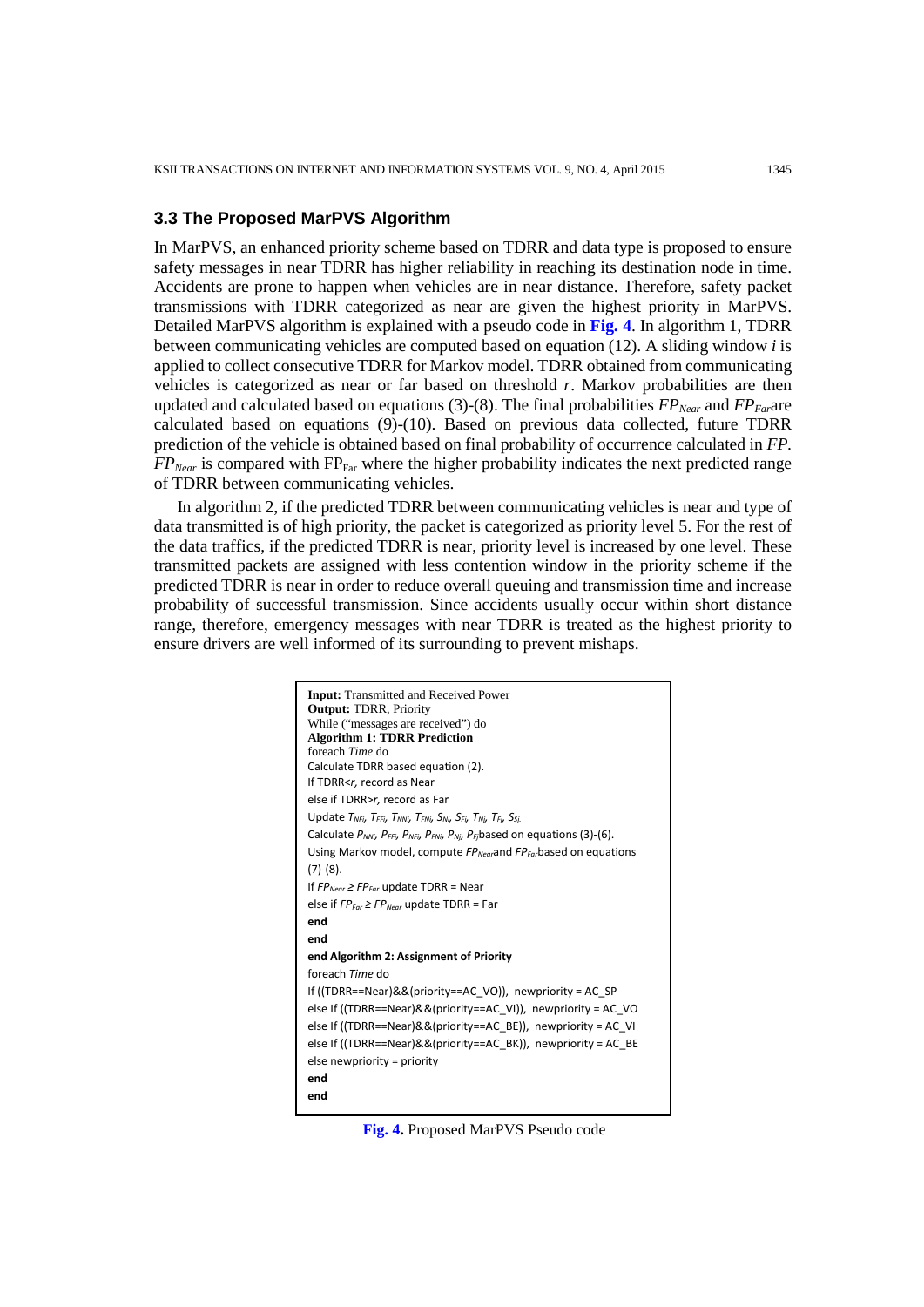### 3.3 The Proposed MarPVS Algorithm

In MarPVS, an enhanced priority scheme based on TDRR and data type is proposed to ensure safety messages in near TDRR has higher reliability in reaching its destination node in time. Accidents are prone to happen when vehicles are in near distance. Therefore, safety packet transmissions with TDRR categorized as near are given the highest priority in MarPVS. Detailed MarPVS algorithm is explained with a pseudo code in **Fig. 4**. In algorithm 1, TDRR between communicating vehicles are computed based on equation (12). A sliding window $i$ is applied to collect consecutive TDRR for Markov model. TDRR obtained from communicating vehicles is categorized as near or far based on threshold $r$. Markov probabilities are then updated and calculated based on equations (3)-(8). The final probabilities $FP_{Near}$ and $FP_{Far}$are calculated based on equations (9)-(10). Based on previous data collected, future TDRR prediction of the vehicle is obtained based on final probability of occurrence calculated in $FP$. $FP_{Near}$ is compared with $FP_{Far}$ where the higher probability indicates the next predicted range of TDRR between communicating vehicles.

In algorithm 2, if the predicted TDRR between communicating vehicles is near and type of data transmitted is of high priority, the packet is categorized as priority level 5. For the rest of the data traffics, if the predicted TDRR is near, priority level is increased by one level. These transmitted packets are assigned with less contention window in the priority scheme if the predicted TDRR is near in order to reduce overall queuing and transmission time and increase probability of successful transmission. Since accidents usually occur within short distance range, therefore, emergency messages with near TDRR is treated as the highest priority to ensure drivers are well informed of its surrounding to prevent mishaps.

```
Input: Transmitted and Received Power
Output: TDRR, Priority
While ("messages are received") do
Algorithm 1: TDRR Prediction
foreach Time do
Calculate TDRR based equation (2).
If TDRR<r, record as Near
else if TDRR>r, record as Far
Update T_NFi, T_FFi, T_NNi, T_FNi, S_Ni, S_Fi, T_Nj, T_Fj, S_Sj.
Calculate P_NNi, P_FFi, P_NFi, P_FNi, P_Nj, P_Fj based on equations (3)-(6).
Using Markov model, compute FP_Near and FP_Far based on equations
(7)-(8).
If FP_Near ≥ FP_Far update TDRR = Near
else if FP_Far ≥ FP_Near update TDRR = Far
end
end
end Algorithm 2: Assignment of Priority
foreach Time do
If ((TDRR==Near)&&(priority==AC_VO)), newpriority = AC_SP
else If ((TDRR==Near)&&(priority==AC_VI)), newpriority = AC_VO
else If ((TDRR==Near)&&(priority==AC_BE)), newpriority = AC_VI
else If ((TDRR==Near)&&(priority==AC_BK)), newpriority = AC_BE
else newpriority = priority
end
end
```

**Fig. 4.** Proposed MarPVS Pseudo code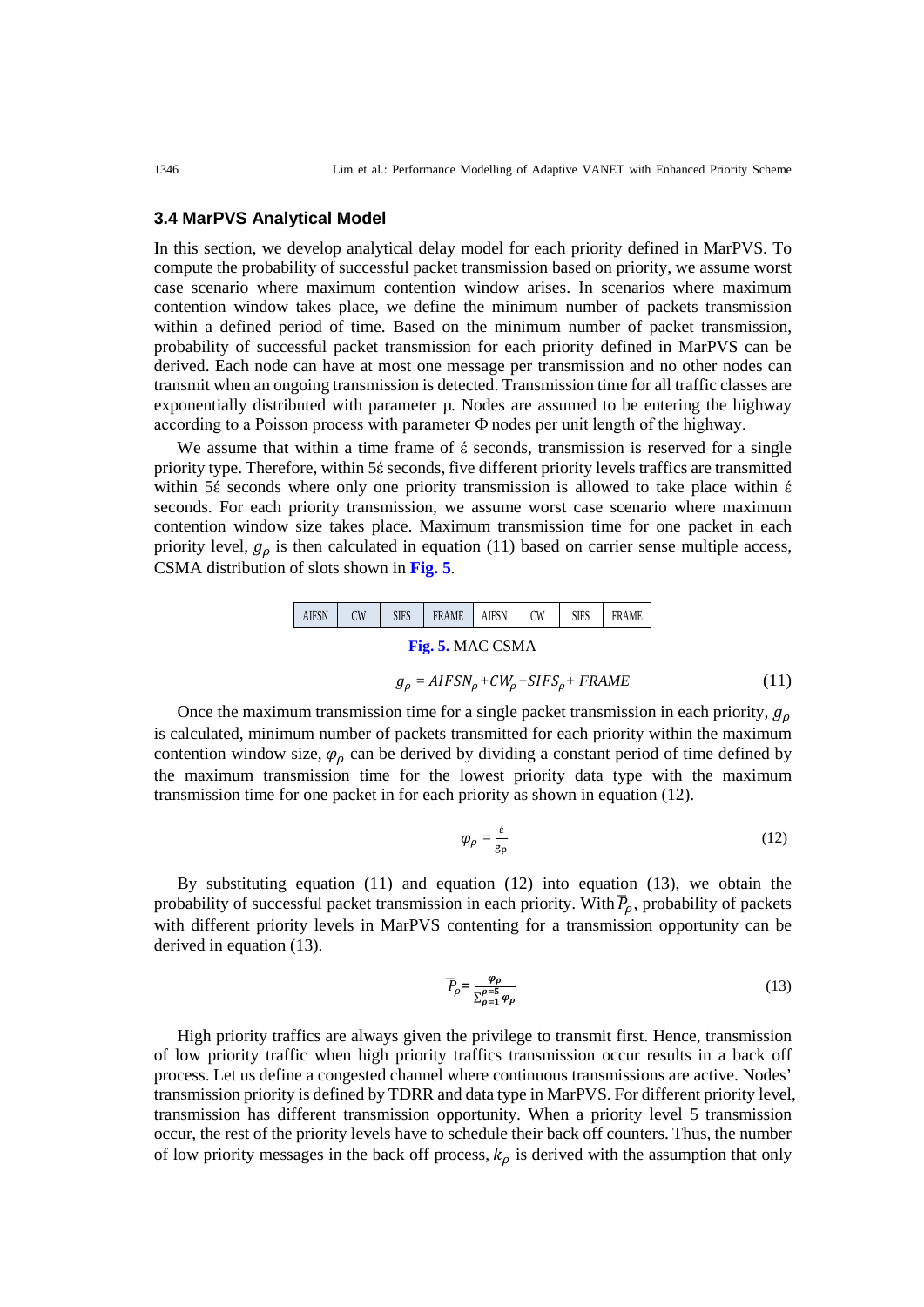### 3.4 MarPVS Analytical Model

In this section, we develop analytical delay model for each priority defined in MarPVS. To compute the probability of successful packet transmission based on priority, we assume worst case scenario where maximum contention window arises. In scenarios where maximum contention window takes place, we define the minimum number of packets transmission within a defined period of time. Based on the minimum number of packet transmission, probability of successful packet transmission for each priority defined in MarPVS can be derived. Each node can have at most one message per transmission and no other nodes can transmit when an ongoing transmission is detected. Transmission time for all traffic classes are exponentially distributed with parameter µ. Nodes are assumed to be entering the highway according to a Poisson process with parameter Φ nodes per unit length of the highway.

We assume that within a time frame of έ seconds, transmission is reserved for a single priority type. Therefore, within 5έ seconds, five different priority levels traffics are transmitted within 5έ seconds where only one priority transmission is allowed to take place within έ seconds. For each priority transmission, we assume worst case scenario where maximum contention window size takes place. Maximum transmission time for one packet in each priority level, $g_\rho$ is then calculated in equation (11) based on carrier sense multiple access, CSMA distribution of slots shown in **Fig. 5**.

| AIFSN | CW | SIFS | FRAME | AIFSN | CW | SIFS | FRAME |
|---|---|---|---|---|---|---|---|

**Fig. 5.** MAC CSMA

$$g_\rho = AIFSN_\rho + CW_\rho + SIFS_\rho + FRAME \tag{11}$$

Once the maximum transmission time for a single packet transmission in each priority, $g_\rho$ is calculated, minimum number of packets transmitted for each priority within the maximum contention window size, $\varphi_\rho$ can be derived by dividing a constant period of time defined by the maximum transmission time for the lowest priority data type with the maximum transmission time for one packet in for each priority as shown in equation (12).

$$\varphi_\rho = \frac{\acute{\varepsilon}}{g_\rho} \tag{12}$$

By substituting equation (11) and equation (12) into equation (13), we obtain the probability of successful packet transmission in each priority. With $\overline{P}_\rho$, probability of packets with different priority levels in MarPVS contenting for a transmission opportunity can be derived in equation (13).

$$\overline{P}_\rho = \frac{\varphi_\rho}{\sum_{\rho=1}^{\rho=5} \varphi_\rho} \tag{13}$$

High priority traffics are always given the privilege to transmit first. Hence, transmission of low priority traffic when high priority traffics transmission occur results in a back off process. Let us define a congested channel where continuous transmissions are active. Nodes' transmission priority is defined by TDRR and data type in MarPVS. For different priority level, transmission has different transmission opportunity. When a priority level 5 transmission occur, the rest of the priority levels have to schedule their back off counters. Thus, the number of low priority messages in the back off process, $k_\rho$ is derived with the assumption that only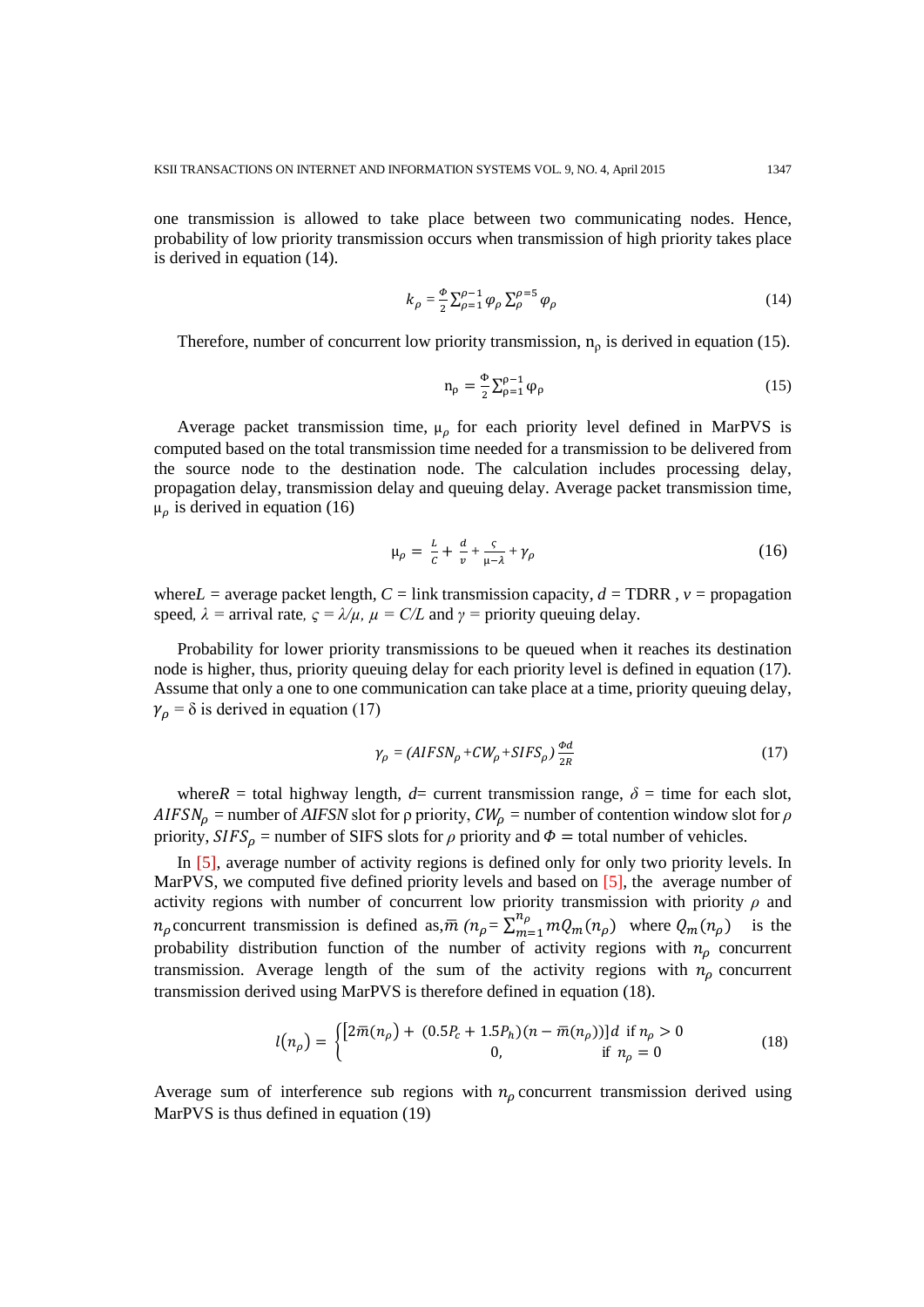one transmission is allowed to take place between two communicating nodes. Hence, probability of low priority transmission occurs when transmission of high priority takes place is derived in equation (14).

$$k_\rho = \frac{\Phi}{2}\sum_{\rho=1}^{\rho-1}\varphi_\rho \sum_{\rho}^{\rho=5}\varphi_\rho \tag{14}$$

Therefore, number of concurrent low priority transmission, $n_\rho$ is derived in equation (15).

$$n_\rho = \frac{\Phi}{2}\sum_{\rho=1}^{\rho-1}\varphi_\rho \tag{15}$$

Average packet transmission time, $\mu_\rho$ for each priority level defined in MarPVS is computed based on the total transmission time needed for a transmission to be delivered from the source node to the destination node. The calculation includes processing delay, propagation delay, transmission delay and queuing delay. Average packet transmission time, $\mu_\rho$ is derived in equation (16)

$$\mu_\rho = \frac{L}{C} + \frac{d}{v} + \frac{\varsigma}{\mu-\lambda} + \gamma_\rho \tag{16}$$

where $L$ = average packet length, $C$ = link transmission capacity, $d$ = TDRR , $v$ = propagation speed, $\lambda$ = arrival rate, $\varsigma = \lambda/\mu$, $\mu = C/L$ and $\gamma$ = priority queuing delay.

Probability for lower priority transmissions to be queued when it reaches its destination node is higher, thus, priority queuing delay for each priority level is defined in equation (17). Assume that only a one to one communication can take place at a time, priority queuing delay, $\gamma_\rho = \delta$ is derived in equation (17)

$$\gamma_\rho = (AIFSN_\rho + CW_\rho + SIFS_\rho)\frac{\Phi d}{2R} \tag{17}$$

where $R$ = total highway length, $d$= current transmission range, $\delta$ = time for each slot, $AIFSN_\rho$ = number of $AIFSN$ slot for ρ priority, $CW_\rho$ = number of contention window slot for $\rho$ priority, $SIFS_\rho$ = number of SIFS slots for $\rho$ priority and $\Phi$ = total number of vehicles.

In [5], average number of activity regions is defined only for only two priority levels. In MarPVS, we computed five defined priority levels and based on [5], the average number of activity regions with number of concurrent low priority transmission with priority $\rho$ and $n_\rho$ concurrent transmission is defined as, $\bar{m}\ (n_\rho = \sum_{m=1}^{n_\rho} mQ_m(n_\rho)$ where $Q_m(n_\rho)$ is the probability distribution function of the number of activity regions with $n_\rho$ concurrent transmission. Average length of the sum of the activity regions with $n_\rho$ concurrent transmission derived using MarPVS is therefore defined in equation (18).

$$l(n_\rho) = \begin{cases} [2\bar{m}(n_\rho) + (0.5P_c + 1.5P_h)(n - \bar{m}(n_\rho))]d & \text{if } n_\rho > 0 \\ 0, & \text{if } n_\rho = 0 \end{cases} \tag{18}$$

Average sum of interference sub regions with $n_\rho$ concurrent transmission derived using MarPVS is thus defined in equation (19)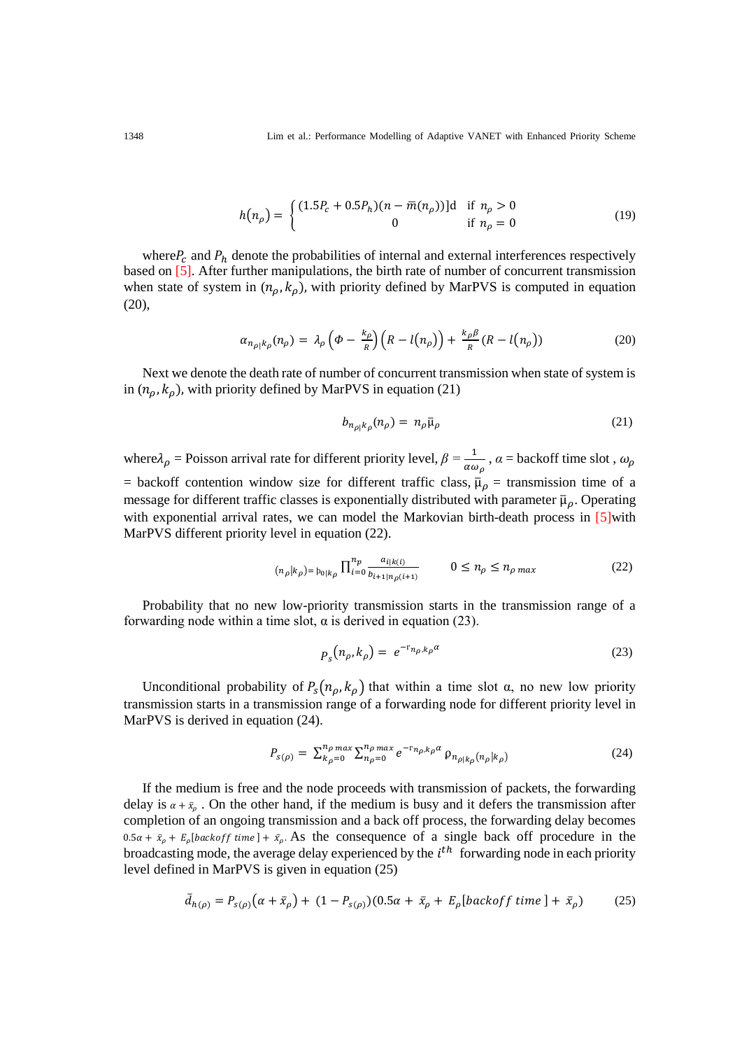$$h(n_\rho) = \begin{cases} (1.5P_c + 0.5P_h)(n - \bar{m}(n_\rho))]\mathrm{d} & \text{if } n_\rho > 0 \\ 0 & \text{if } n_\rho = 0 \end{cases} \tag{19}$$

where$P_c$ and $P_h$ denote the probabilities of internal and external interferences respectively based on [5]. After further manipulations, the birth rate of number of concurrent transmission when state of system in $(n_\rho, k_\rho)$, with priority defined by MarPVS is computed in equation (20),

$$\alpha_{n_{\rho|}k_\rho}(n_\rho) = \lambda_\rho\left(\Phi - \frac{k_\rho}{R}\right)\left(R - l(n_\rho)\right) + \frac{k_\rho\beta}{R}(R - l(n_\rho)) \tag{20}$$

Next we denote the death rate of number of concurrent transmission when state of system is in $(n_\rho, k_\rho)$, with priority defined by MarPVS in equation (21)

$$b_{n_{\rho|}k_\rho}(n_\rho) = n_\rho \bar{\mu}_\rho \tag{21}$$

where$\lambda_\rho$ = Poisson arrival rate for different priority level, $\beta = \frac{1}{\alpha\omega_\rho}$ , $\alpha$ = backoff time slot , $\omega_\rho$ = backoff contention window size for different traffic class, $\bar{\mu}_\rho$ = transmission time of a message for different traffic classes is exponentially distributed with parameter $\bar{\mu}_\rho$. Operating with exponential arrival rates, we can model the Markovian birth-death process in [5]with MarPVS different priority level in equation (22).

$$(n_\rho|k_\rho) = \wp_{0|k_\rho} \prod_{i=0}^{n_p} \frac{a_{i|k(i)}}{b_{i+1|n_\rho(i+1)}} \qquad 0 \le n_\rho \le n_{\rho\ max} \tag{22}$$

Probability that no new low-priority transmission starts in the transmission range of a forwarding node within a time slot, α is derived in equation (23).

$$P_s(n_\rho, k_\rho) = e^{-\Gamma_{n_\rho, k_\rho}\alpha} \tag{23}$$

Unconditional probability of $P_s(n_\rho, k_\rho)$ that within a time slot α, no new low priority transmission starts in a transmission range of a forwarding node for different priority level in MarPVS is derived in equation (24).

$$P_{s(\rho)} = \sum_{k_\rho=0}^{n_{\rho\ max}} \sum_{n_\rho=0}^{n_{\rho\ max}} e^{-\Gamma_{n_\rho, k_\rho}\alpha}\ \wp_{n_{\rho|}k_\rho(n_\rho|k_\rho)} \tag{24}$$

If the medium is free and the node proceeds with transmission of packets, the forwarding delay is $\alpha + \bar{x}_\rho$ . On the other hand, if the medium is busy and it defers the transmission after completion of an ongoing transmission and a back off process, the forwarding delay becomes $0.5\alpha + \bar{x}_\rho + E_\rho[backoff\ time] + \bar{x}_\rho$. As the consequence of a single back off procedure in the broadcasting mode, the average delay experienced by the $i^{th}$ forwarding node in each priority level defined in MarPVS is given in equation (25)

$$\bar{d}_{h(\rho)} = P_{s(\rho)}(\alpha + \bar{x}_\rho) + (1 - P_{s(\rho)})(0.5\alpha + \bar{x}_\rho + E_\rho[backoff\ time] + \bar{x}_\rho) \tag{25}$$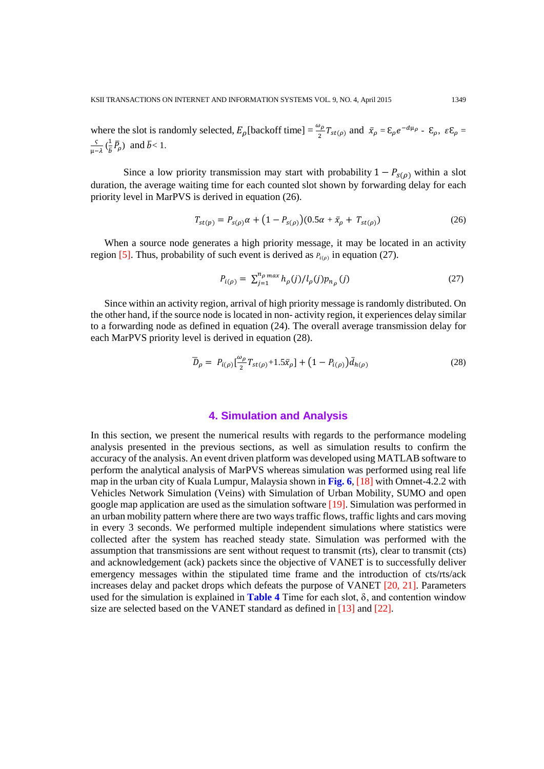where the slot is randomly selected, $E_\rho$[backoff time] = $\frac{\omega_\rho}{2}T_{st(\rho)}$ and $\bar{x}_\rho = \mathcal{E}_\rho e^{-d\mu_\rho}$ - $\mathcal{E}_\rho$, $\varepsilon\mathcal{E}_\rho = \frac{\varsigma}{\mu-\lambda}(\frac{1}{\bar{b}}\bar{P}_\rho)$ and $\bar{b} < 1$.

Since a low priority transmission may start with probability $1 - P_{s(\rho)}$ within a slot duration, the average waiting time for each counted slot shown by forwarding delay for each priority level in MarPVS is derived in equation (26).

$$T_{st(p)} = P_{s(\rho)}\alpha + \left(1 - P_{s(\rho)}\right)(0.5\alpha + \bar{x}_\rho + T_{st(\rho)}) \tag{26}$$

When a source node generates a high priority message, it may be located in an activity region [5]. Thus, probability of such event is derived as $P_{i(\rho)}$ in equation (27).

$$P_{i(\rho)} = \sum_{j=1}^{n_\rho max} h_\rho(j)/l_\rho(j)p_{n_\rho}(j) \tag{27}$$

Since within an activity region, arrival of high priority message is randomly distributed. On the other hand, if the source node is located in non- activity region, it experiences delay similar to a forwarding node as defined in equation (24). The overall average transmission delay for each MarPVS priority level is derived in equation (28).

$$\bar{D}_\rho = P_{i(\rho)}[\frac{\omega_\rho}{2}T_{st(\rho)} + 1.5\bar{x}_\rho] + \left(1 - P_{i(\rho)}\right)\bar{d}_{h(\rho)} \tag{28}$$

## 4. Simulation and Analysis

In this section, we present the numerical results with regards to the performance modeling analysis presented in the previous sections, as well as simulation results to confirm the accuracy of the analysis. An event driven platform was developed using MATLAB software to perform the analytical analysis of MarPVS whereas simulation was performed using real life map in the urban city of Kuala Lumpur, Malaysia shown in **Fig. 6**, [18] with Omnet-4.2.2 with Vehicles Network Simulation (Veins) with Simulation of Urban Mobility, SUMO and open google map application are used as the simulation software [19]. Simulation was performed in an urban mobility pattern where there are two ways traffic flows, traffic lights and cars moving in every 3 seconds. We performed multiple independent simulations where statistics were collected after the system has reached steady state. Simulation was performed with the assumption that transmissions are sent without request to transmit (rts), clear to transmit (cts) and acknowledgement (ack) packets since the objective of VANET is to successfully deliver emergency messages within the stipulated time frame and the introduction of cts/rts/ack increases delay and packet drops which defeats the purpose of VANET [20, 21]. Parameters used for the simulation is explained in **Table 4** Time for each slot, δ, and contention window size are selected based on the VANET standard as defined in [13] and [22].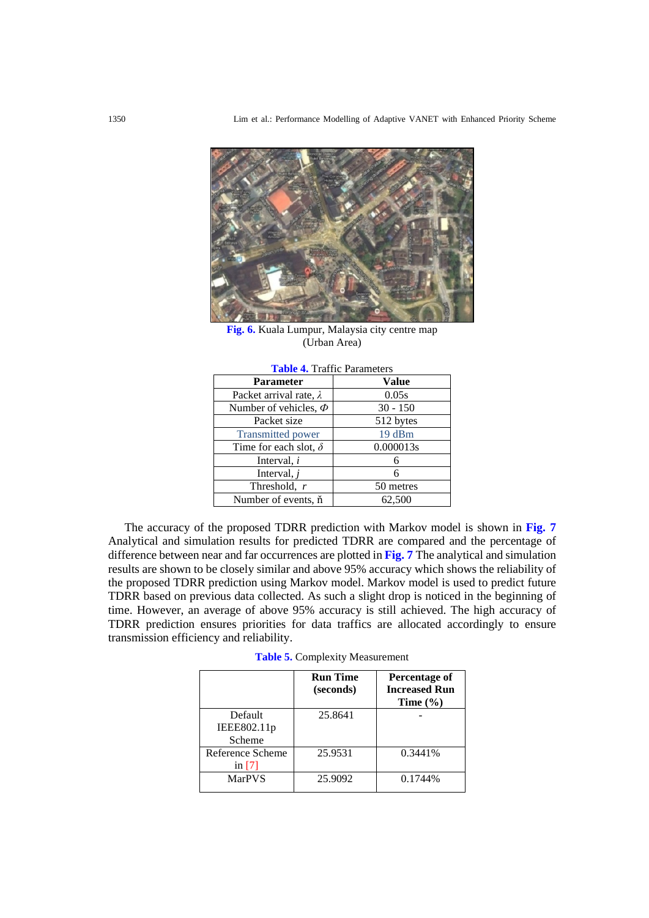**Fig. 6.** Kuala Lumpur, Malaysia city centre map (Urban Area)

**Table 4.** Traffic Parameters

| Parameter | Value |
|---|---|
| Packet arrival rate, $\lambda$ | 0.05s |
| Number of vehicles, $\Phi$ | 30 - 150 |
| Packet size | 512 bytes |
| Transmitted power | 19 dBm |
| Time for each slot, $\delta$ | 0.000013s |
| Interval, $i$ | 6 |
| Interval, $j$ | 6 |
| Threshold, $r$ | 50 metres |
| Number of events, ň | 62,500 |

The accuracy of the proposed TDRR prediction with Markov model is shown in **Fig. 7** Analytical and simulation results for predicted TDRR are compared and the percentage of difference between near and far occurrences are plotted in **Fig. 7** The analytical and simulation results are shown to be closely similar and above 95% accuracy which shows the reliability of the proposed TDRR prediction using Markov model. Markov model is used to predict future TDRR based on previous data collected. As such a slight drop is noticed in the beginning of time. However, an average of above 95% accuracy is still achieved. The high accuracy of TDRR prediction ensures priorities for data traffics are allocated accordingly to ensure transmission efficiency and reliability.

**Table 5.** Complexity Measurement

| | **Run Time (seconds)** | **Percentage of Increased Run Time (%)** |
|---|---|---|
| Default IEEE802.11p Scheme | 25.8641 | - |
| Reference Scheme in [7] | 25.9531 | 0.3441% |
| MarPVS | 25.9092 | 0.1744% |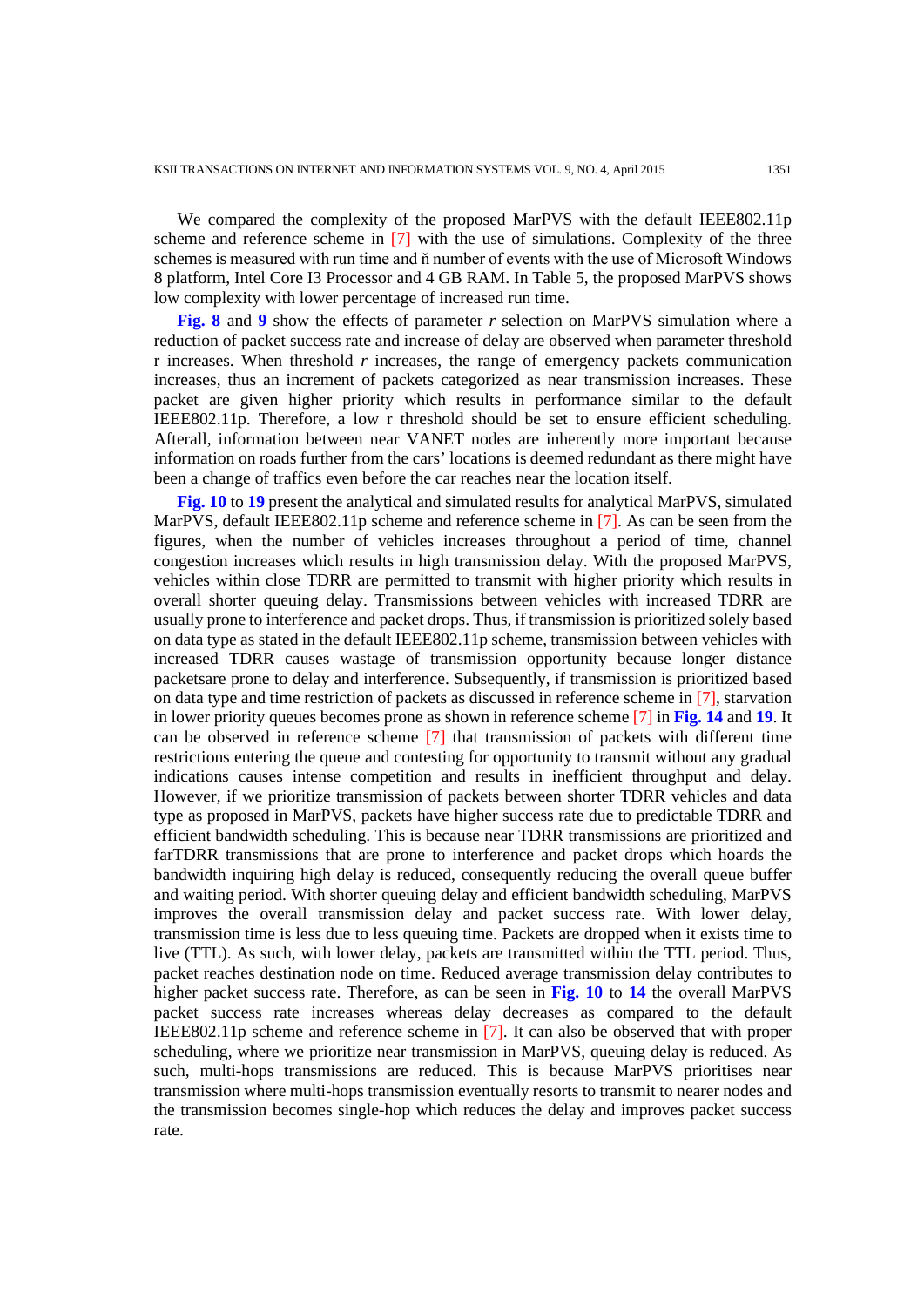We compared the complexity of the proposed MarPVS with the default IEEE802.11p scheme and reference scheme in [7] with the use of simulations. Complexity of the three schemes is measured with run time and ň number of events with the use of Microsoft Windows 8 platform, Intel Core I3 Processor and 4 GB RAM. In Table 5, the proposed MarPVS shows low complexity with lower percentage of increased run time.

**Fig. 8** and **9** show the effects of parameter *r* selection on MarPVS simulation where a reduction of packet success rate and increase of delay are observed when parameter threshold r increases. When threshold *r* increases, the range of emergency packets communication increases, thus an increment of packets categorized as near transmission increases. These packet are given higher priority which results in performance similar to the default IEEE802.11p. Therefore, a low r threshold should be set to ensure efficient scheduling. Afterall, information between near VANET nodes are inherently more important because information on roads further from the cars' locations is deemed redundant as there might have been a change of traffics even before the car reaches near the location itself.

**Fig. 10** to **19** present the analytical and simulated results for analytical MarPVS, simulated MarPVS, default IEEE802.11p scheme and reference scheme in [7]. As can be seen from the figures, when the number of vehicles increases throughout a period of time, channel congestion increases which results in high transmission delay. With the proposed MarPVS, vehicles within close TDRR are permitted to transmit with higher priority which results in overall shorter queuing delay. Transmissions between vehicles with increased TDRR are usually prone to interference and packet drops. Thus, if transmission is prioritized solely based on data type as stated in the default IEEE802.11p scheme, transmission between vehicles with increased TDRR causes wastage of transmission opportunity because longer distance packetsare prone to delay and interference. Subsequently, if transmission is prioritized based on data type and time restriction of packets as discussed in reference scheme in [7], starvation in lower priority queues becomes prone as shown in reference scheme [7] in **Fig. 14** and **19**. It can be observed in reference scheme [7] that transmission of packets with different time restrictions entering the queue and contesting for opportunity to transmit without any gradual indications causes intense competition and results in inefficient throughput and delay. However, if we prioritize transmission of packets between shorter TDRR vehicles and data type as proposed in MarPVS, packets have higher success rate due to predictable TDRR and efficient bandwidth scheduling. This is because near TDRR transmissions are prioritized and farTDRR transmissions that are prone to interference and packet drops which hoards the bandwidth inquiring high delay is reduced, consequently reducing the overall queue buffer and waiting period. With shorter queuing delay and efficient bandwidth scheduling, MarPVS improves the overall transmission delay and packet success rate. With lower delay, transmission time is less due to less queuing time. Packets are dropped when it exists time to live (TTL). As such, with lower delay, packets are transmitted within the TTL period. Thus, packet reaches destination node on time. Reduced average transmission delay contributes to higher packet success rate. Therefore, as can be seen in **Fig. 10** to **14** the overall MarPVS packet success rate increases whereas delay decreases as compared to the default IEEE802.11p scheme and reference scheme in [7]. It can also be observed that with proper scheduling, where we prioritize near transmission in MarPVS, queuing delay is reduced. As such, multi-hops transmissions are reduced. This is because MarPVS prioritises near transmission where multi-hops transmission eventually resorts to transmit to nearer nodes and the transmission becomes single-hop which reduces the delay and improves packet success rate.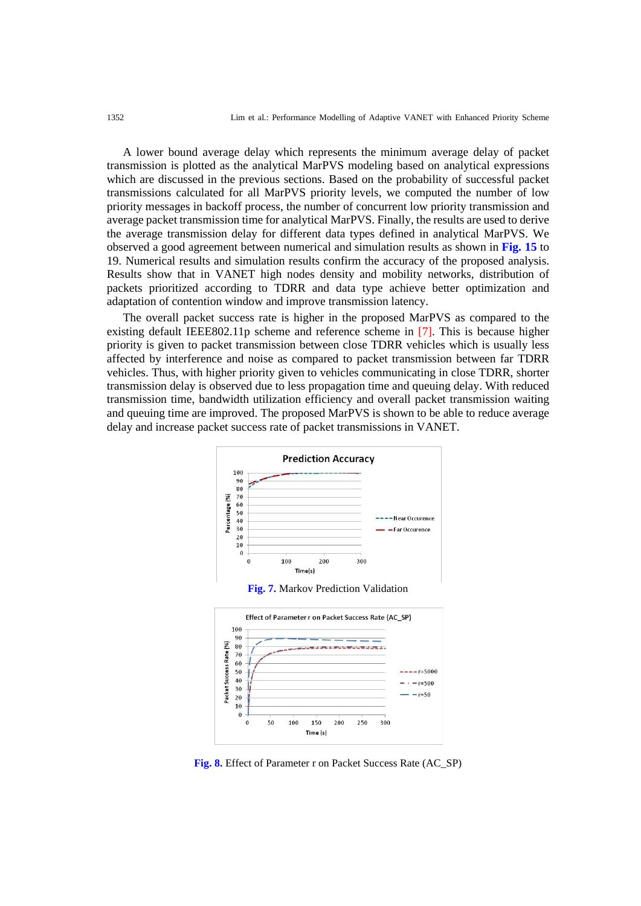A lower bound average delay which represents the minimum average delay of packet transmission is plotted as the analytical MarPVS modeling based on analytical expressions which are discussed in the previous sections. Based on the probability of successful packet transmissions calculated for all MarPVS priority levels, we computed the number of low priority messages in backoff process, the number of concurrent low priority transmission and average packet transmission time for analytical MarPVS. Finally, the results are used to derive the average transmission delay for different data types defined in analytical MarPVS. We observed a good agreement between numerical and simulation results as shown in **Fig. 15** to 19. Numerical results and simulation results confirm the accuracy of the proposed analysis. Results show that in VANET high nodes density and mobility networks, distribution of packets prioritized according to TDRR and data type achieve better optimization and adaptation of contention window and improve transmission latency.

The overall packet success rate is higher in the proposed MarPVS as compared to the existing default IEEE802.11p scheme and reference scheme in [7]. This is because higher priority is given to packet transmission between close TDRR vehicles which is usually less affected by interference and noise as compared to packet transmission between far TDRR vehicles. Thus, with higher priority given to vehicles communicating in close TDRR, shorter transmission delay is observed due to less propagation time and queuing delay. With reduced transmission time, bandwidth utilization efficiency and overall packet transmission waiting and queuing time are improved. The proposed MarPVS is shown to be able to reduce average delay and increase packet success rate of packet transmissions in VANET.

**Fig. 7.** Markov Prediction Validation

**Fig. 8.** Effect of Parameter r on Packet Success Rate (AC_SP)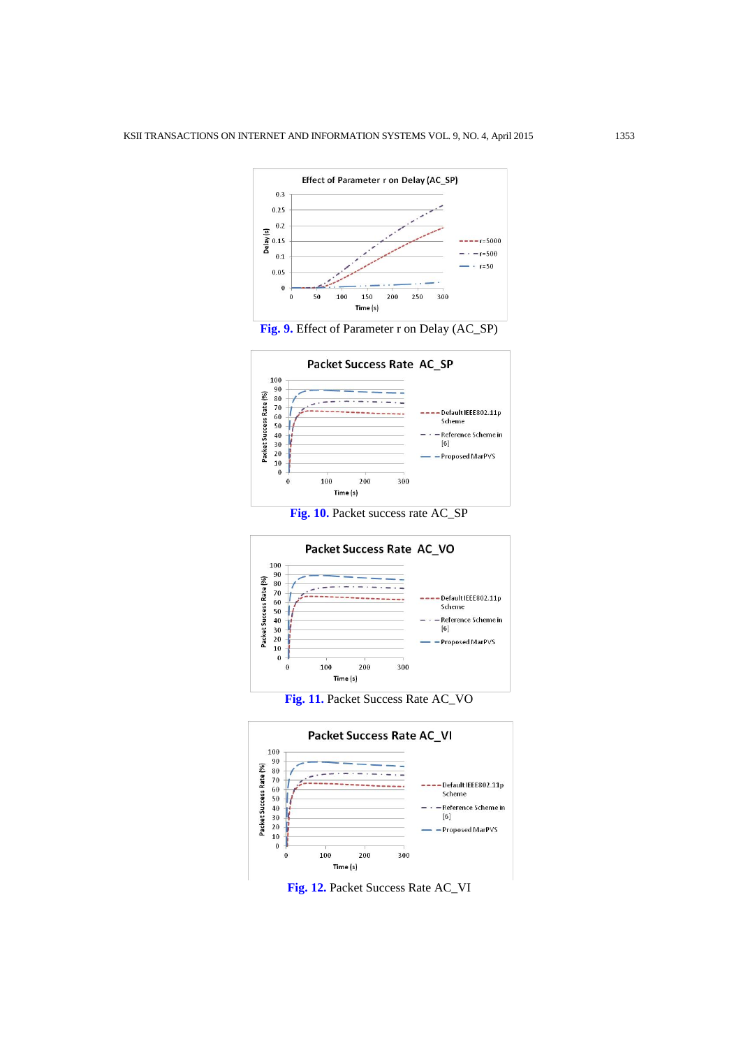**Fig. 9.** Effect of Parameter r on Delay (AC_SP)

**Fig. 10.** Packet success rate AC_SP

**Fig. 11.** Packet Success Rate AC_VO

**Fig. 12.** Packet Success Rate AC_VI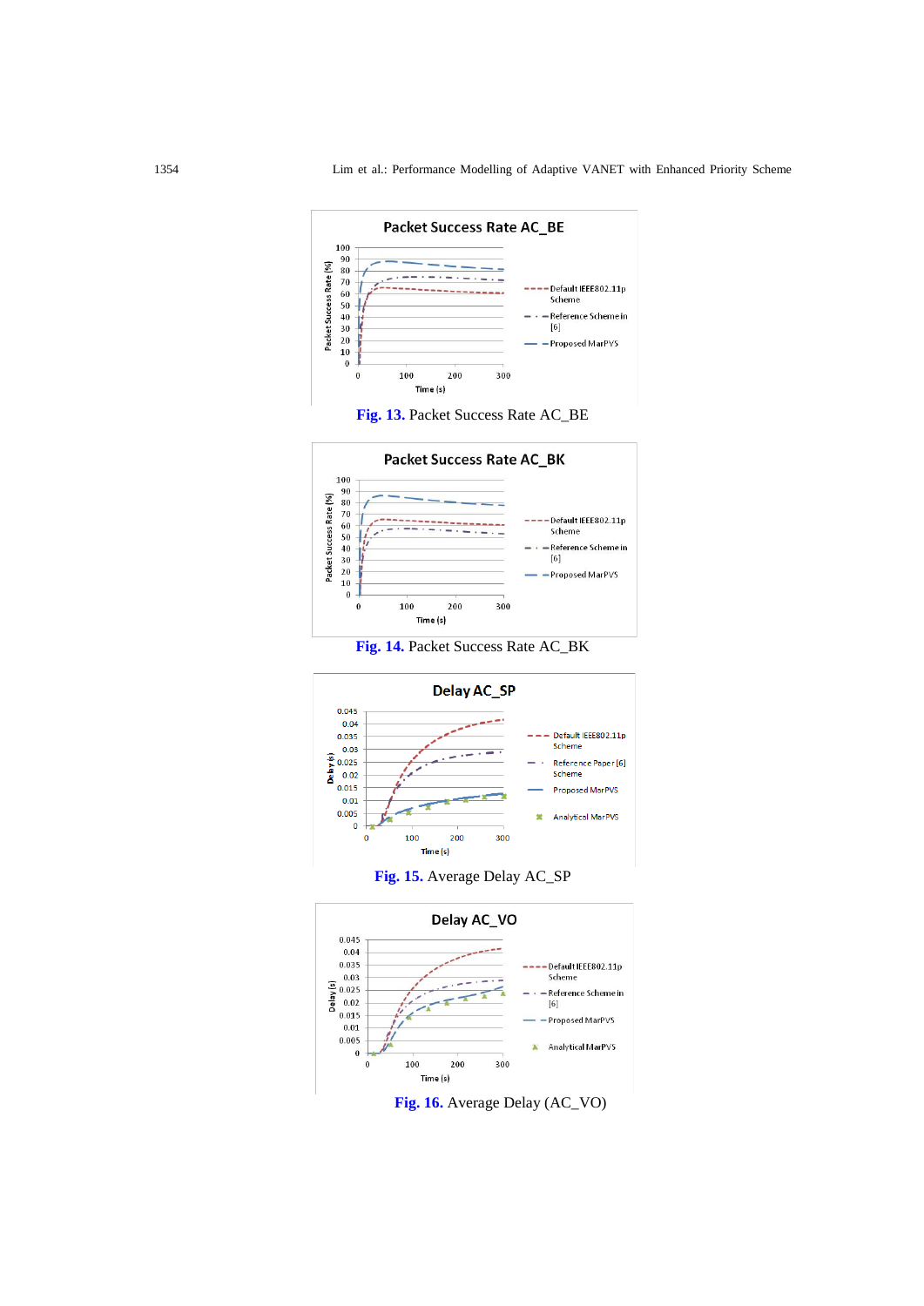**Fig. 13.** Packet Success Rate AC_BE

**Fig. 14.** Packet Success Rate AC_BK

**Fig. 15.** Average Delay AC_SP

**Fig. 16.** Average Delay (AC_VO)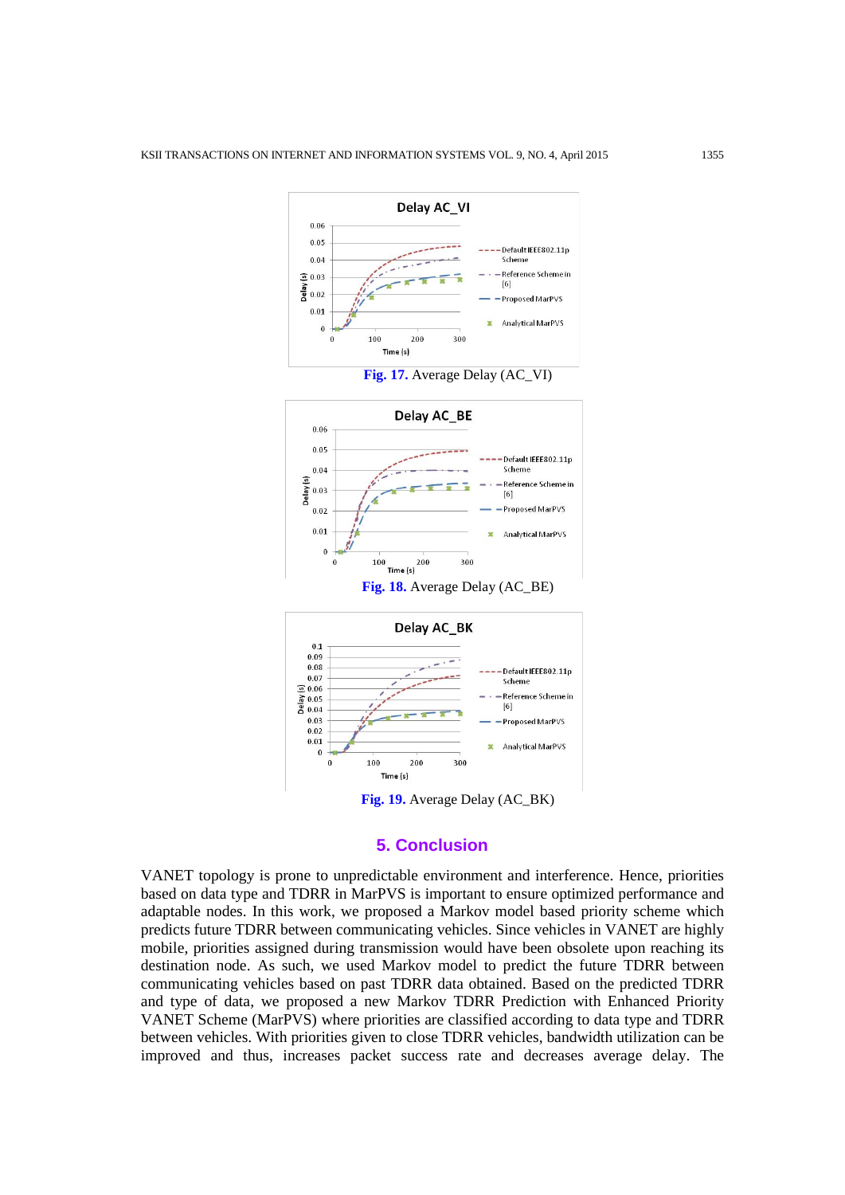Fig. 17. Average Delay (AC_VI)

Fig. 18. Average Delay (AC_BE)

Fig. 19. Average Delay (AC_BK)

## 5. Conclusion

VANET topology is prone to unpredictable environment and interference. Hence, priorities based on data type and TDRR in MarPVS is important to ensure optimized performance and adaptable nodes. In this work, we proposed a Markov model based priority scheme which predicts future TDRR between communicating vehicles. Since vehicles in VANET are highly mobile, priorities assigned during transmission would have been obsolete upon reaching its destination node. As such, we used Markov model to predict the future TDRR between communicating vehicles based on past TDRR data obtained. Based on the predicted TDRR and type of data, we proposed a new Markov TDRR Prediction with Enhanced Priority VANET Scheme (MarPVS) where priorities are classified according to data type and TDRR between vehicles. With priorities given to close TDRR vehicles, bandwidth utilization can be improved and thus, increases packet success rate and decreases average delay. The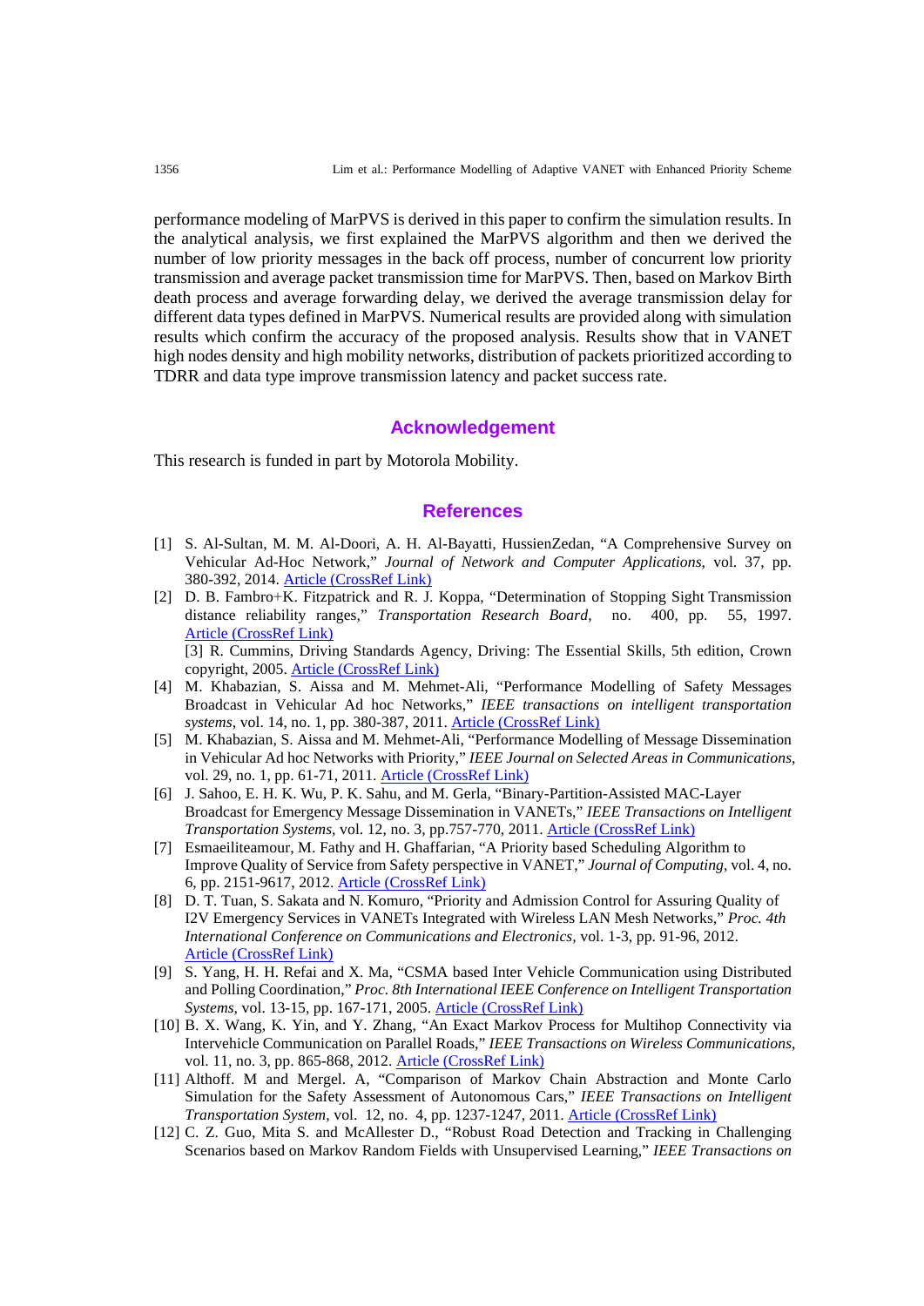performance modeling of MarPVS is derived in this paper to confirm the simulation results. In the analytical analysis, we first explained the MarPVS algorithm and then we derived the number of low priority messages in the back off process, number of concurrent low priority transmission and average packet transmission time for MarPVS. Then, based on Markov Birth death process and average forwarding delay, we derived the average transmission delay for different data types defined in MarPVS. Numerical results are provided along with simulation results which confirm the accuracy of the proposed analysis. Results show that in VANET high nodes density and high mobility networks, distribution of packets prioritized according to TDRR and data type improve transmission latency and packet success rate.

## Acknowledgement

This research is funded in part by Motorola Mobility.

## References

[1] S. Al-Sultan, M. M. Al-Doori, A. H. Al-Bayatti, HussienZedan, "A Comprehensive Survey on Vehicular Ad-Hoc Network," *Journal of Network and Computer Applications*, vol. 37, pp. 380-392, 2014. Article (CrossRef Link)

[2] D. B. Fambro+K. Fitzpatrick and R. J. Koppa, "Determination of Stopping Sight Transmission distance reliability ranges," *Transportation Research Board*, no. 400, pp. 55, 1997. Article (CrossRef Link)

[3] R. Cummins, Driving Standards Agency, Driving: The Essential Skills, 5th edition, Crown copyright, 2005. Article (CrossRef Link)

[4] M. Khabazian, S. Aissa and M. Mehmet-Ali, "Performance Modelling of Safety Messages Broadcast in Vehicular Ad hoc Networks," *IEEE transactions on intelligent transportation systems*, vol. 14, no. 1, pp. 380-387, 2011. Article (CrossRef Link)

[5] M. Khabazian, S. Aissa and M. Mehmet-Ali, "Performance Modelling of Message Dissemination in Vehicular Ad hoc Networks with Priority," *IEEE Journal on Selected Areas in Communications*, vol. 29, no. 1, pp. 61-71, 2011. Article (CrossRef Link)

[6] J. Sahoo, E. H. K. Wu, P. K. Sahu, and M. Gerla, "Binary-Partition-Assisted MAC-Layer Broadcast for Emergency Message Dissemination in VANETs," *IEEE Transactions on Intelligent Transportation Systems*, vol. 12, no. 3, pp.757-770, 2011. Article (CrossRef Link)

[7] Esmaeiliteamour, M. Fathy and H. Ghaffarian, "A Priority based Scheduling Algorithm to Improve Quality of Service from Safety perspective in VANET," *Journal of Computing*, vol. 4, no. 6, pp. 2151-9617, 2012. Article (CrossRef Link)

[8] D. T. Tuan, S. Sakata and N. Komuro, "Priority and Admission Control for Assuring Quality of I2V Emergency Services in VANETs Integrated with Wireless LAN Mesh Networks," *Proc. 4th International Conference on Communications and Electronics*, vol. 1-3, pp. 91-96, 2012. Article (CrossRef Link)

[9] S. Yang, H. H. Refai and X. Ma, "CSMA based Inter Vehicle Communication using Distributed and Polling Coordination," *Proc. 8th International IEEE Conference on Intelligent Transportation Systems*, vol. 13-15, pp. 167-171, 2005. Article (CrossRef Link)

[10] B. X. Wang, K. Yin, and Y. Zhang, "An Exact Markov Process for Multihop Connectivity via Intervehicle Communication on Parallel Roads," *IEEE Transactions on Wireless Communications*, vol. 11, no. 3, pp. 865-868, 2012. Article (CrossRef Link)

[11] Althoff. M and Mergel. A, "Comparison of Markov Chain Abstraction and Monte Carlo Simulation for the Safety Assessment of Autonomous Cars," *IEEE Transactions on Intelligent Transportation System*, vol. 12, no. 4, pp. 1237-1247, 2011. Article (CrossRef Link)

[12] C. Z. Guo, Mita S. and McAllester D., "Robust Road Detection and Tracking in Challenging Scenarios based on Markov Random Fields with Unsupervised Learning," *IEEE Transactions on*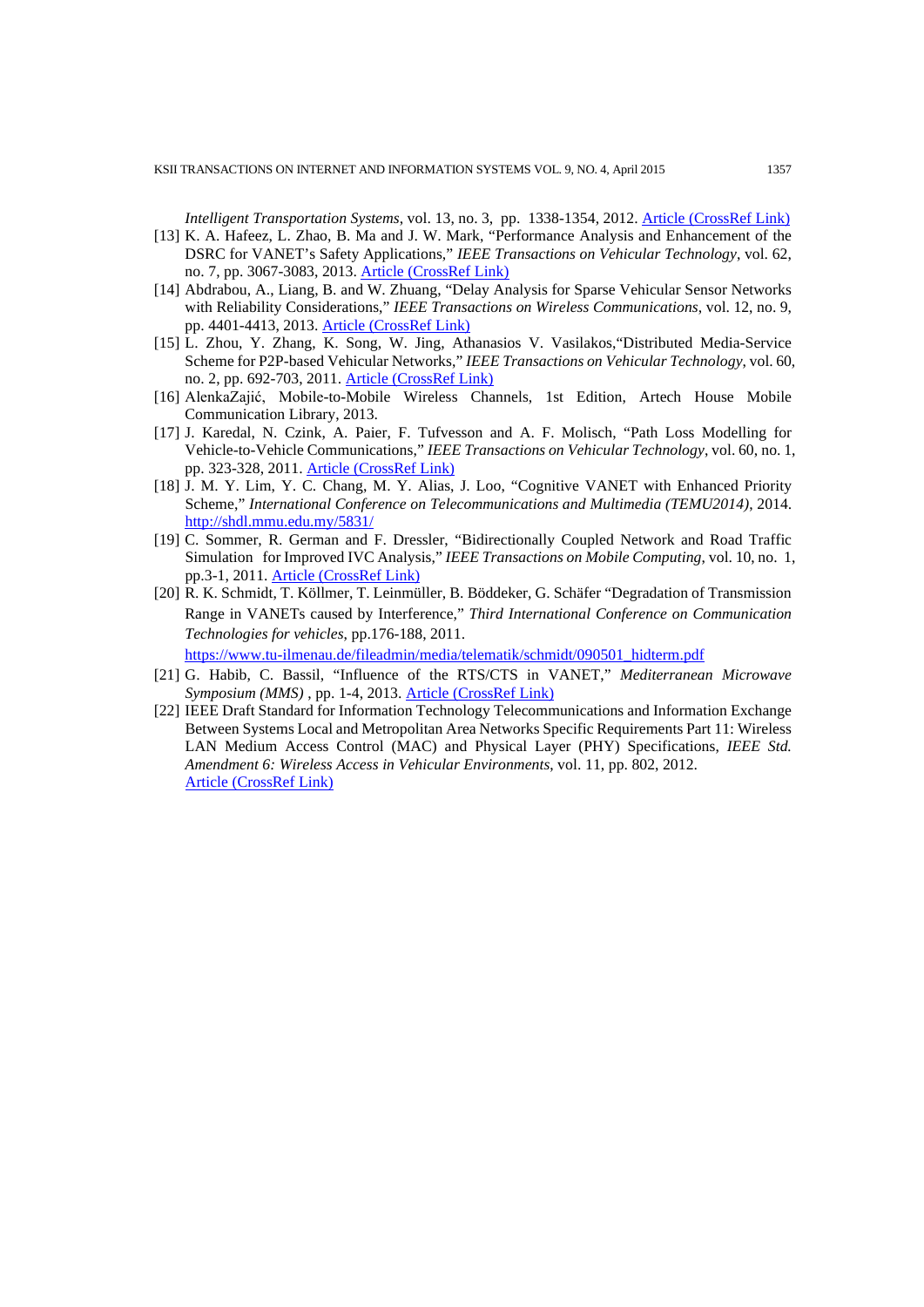*Intelligent Transportation Systems*, vol. 13, no. 3, pp. 1338-1354, 2012. Article (CrossRef Link)

[13] K. A. Hafeez, L. Zhao, B. Ma and J. W. Mark, "Performance Analysis and Enhancement of the DSRC for VANET's Safety Applications," *IEEE Transactions on Vehicular Technology*, vol. 62, no. 7, pp. 3067-3083, 2013. Article (CrossRef Link)

[14] Abdrabou, A., Liang, B. and W. Zhuang, "Delay Analysis for Sparse Vehicular Sensor Networks with Reliability Considerations," *IEEE Transactions on Wireless Communications*, vol. 12, no. 9, pp. 4401-4413, 2013. Article (CrossRef Link)

[15] L. Zhou, Y. Zhang, K. Song, W. Jing, Athanasios V. Vasilakos,"Distributed Media-Service Scheme for P2P-based Vehicular Networks," *IEEE Transactions on Vehicular Technology*, vol. 60, no. 2, pp. 692-703, 2011. Article (CrossRef Link)

[16] AlenkaZajić, Mobile-to-Mobile Wireless Channels, 1st Edition, Artech House Mobile Communication Library, 2013.

[17] J. Karedal, N. Czink, A. Paier, F. Tufvesson and A. F. Molisch, "Path Loss Modelling for Vehicle-to-Vehicle Communications," *IEEE Transactions on Vehicular Technology*, vol. 60, no. 1, pp. 323-328, 2011. Article (CrossRef Link)

[18] J. M. Y. Lim, Y. C. Chang, M. Y. Alias, J. Loo, "Cognitive VANET with Enhanced Priority Scheme," *International Conference on Telecommunications and Multimedia (TEMU2014)*, 2014. http://shdl.mmu.edu.my/5831/

[19] C. Sommer, R. German and F. Dressler, "Bidirectionally Coupled Network and Road Traffic Simulation for Improved IVC Analysis," *IEEE Transactions on Mobile Computing*, vol. 10, no. 1, pp.3-1, 2011. Article (CrossRef Link)

[20] R. K. Schmidt, T. Köllmer, T. Leinmüller, B. Böddeker, G. Schäfer "Degradation of Transmission Range in VANETs caused by Interference," *Third International Conference on Communication Technologies for vehicles*, pp.176-188, 2011. https://www.tu-ilmenau.de/fileadmin/media/telematik/schmidt/090501_hidterm.pdf

[21] G. Habib, C. Bassil, "Influence of the RTS/CTS in VANET," *Mediterranean Microwave Symposium (MMS)* , pp. 1-4, 2013. Article (CrossRef Link)

[22] IEEE Draft Standard for Information Technology Telecommunications and Information Exchange Between Systems Local and Metropolitan Area Networks Specific Requirements Part 11: Wireless LAN Medium Access Control (MAC) and Physical Layer (PHY) Specifications, *IEEE Std. Amendment 6: Wireless Access in Vehicular Environments*, vol. 11, pp. 802, 2012. Article (CrossRef Link)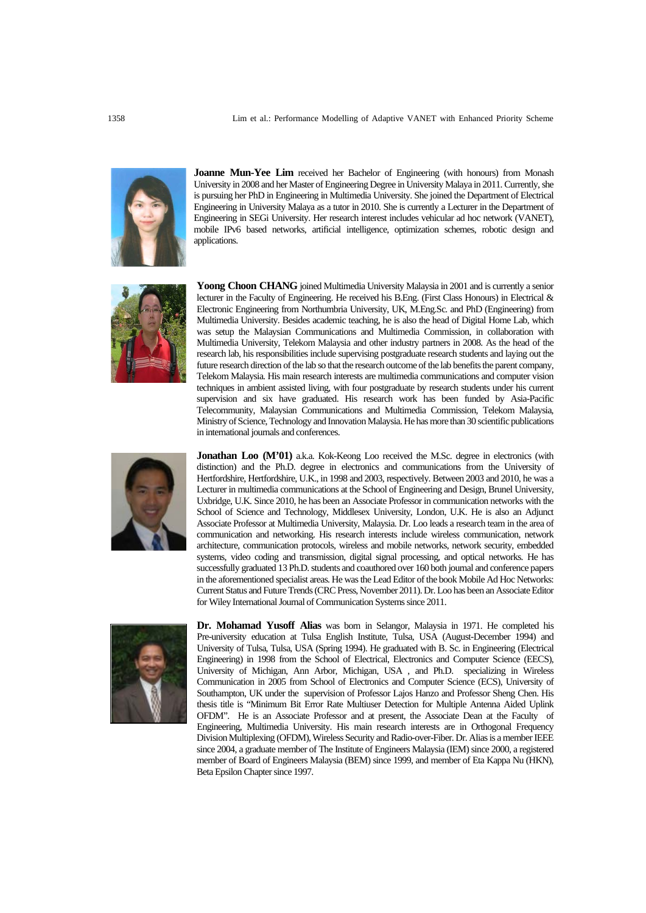**Joanne Mun-Yee Lim** received her Bachelor of Engineering (with honours) from Monash University in 2008 and her Master of Engineering Degree in University Malaya in 2011. Currently, she is pursuing her PhD in Engineering in Multimedia University. She joined the Department of Electrical Engineering in University Malaya as a tutor in 2010. She is currently a Lecturer in the Department of Engineering in SEGi University. Her research interest includes vehicular ad hoc network (VANET), mobile IPv6 based networks, artificial intelligence, optimization schemes, robotic design and applications.

**Yoong Choon CHANG** joined Multimedia University Malaysia in 2001 and is currently a senior lecturer in the Faculty of Engineering. He received his B.Eng. (First Class Honours) in Electrical & Electronic Engineering from Northumbria University, UK, M.Eng.Sc. and PhD (Engineering) from Multimedia University. Besides academic teaching, he is also the head of Digital Home Lab, which was setup the Malaysian Communications and Multimedia Commission, in collaboration with Multimedia University, Telekom Malaysia and other industry partners in 2008. As the head of the research lab, his responsibilities include supervising postgraduate research students and laying out the future research direction of the lab so that the research outcome of the lab benefits the parent company, Telekom Malaysia. His main research interests are multimedia communications and computer vision techniques in ambient assisted living, with four postgraduate by research students under his current supervision and six have graduated. His research work has been funded by Asia-Pacific Telecommunity, Malaysian Communications and Multimedia Commission, Telekom Malaysia, Ministry of Science, Technology and Innovation Malaysia. He has more than 30 scientific publications in international journals and conferences.

**Jonathan Loo (M'01)** a.k.a. Kok-Keong Loo received the M.Sc. degree in electronics (with distinction) and the Ph.D. degree in electronics and communications from the University of Hertfordshire, Hertfordshire, U.K., in 1998 and 2003, respectively. Between 2003 and 2010, he was a Lecturer in multimedia communications at the School of Engineering and Design, Brunel University, Uxbridge, U.K. Since 2010, he has been an Associate Professor in communication networks with the School of Science and Technology, Middlesex University, London, U.K. He is also an Adjunct Associate Professor at Multimedia University, Malaysia. Dr. Loo leads a research team in the area of communication and networking. His research interests include wireless communication, network architecture, communication protocols, wireless and mobile networks, network security, embedded systems, video coding and transmission, digital signal processing, and optical networks. He has successfully graduated 13 Ph.D. students and coauthored over 160 both journal and conference papers in the aforementioned specialist areas. He was the Lead Editor of the book Mobile Ad Hoc Networks: Current Status and Future Trends (CRC Press, November 2011). Dr. Loo has been an Associate Editor for Wiley International Journal of Communication Systems since 2011.

**Dr. Mohamad Yusoff Alias** was born in Selangor, Malaysia in 1971. He completed his Pre-university education at Tulsa English Institute, Tulsa, USA (August-December 1994) and University of Tulsa, Tulsa, USA (Spring 1994). He graduated with B. Sc. in Engineering (Electrical Engineering) in 1998 from the School of Electrical, Electronics and Computer Science (EECS), University of Michigan, Ann Arbor, Michigan, USA , and Ph.D. specializing in Wireless Communication in 2005 from School of Electronics and Computer Science (ECS), University of Southampton, UK under the supervision of Professor Lajos Hanzo and Professor Sheng Chen. His thesis title is "Minimum Bit Error Rate Multiuser Detection for Multiple Antenna Aided Uplink OFDM". He is an Associate Professor and at present, the Associate Dean at the Faculty of Engineering, Multimedia University. His main research interests are in Orthogonal Frequency Division Multiplexing (OFDM), Wireless Security and Radio-over-Fiber. Dr. Alias is a member IEEE since 2004, a graduate member of The Institute of Engineers Malaysia (IEM) since 2000, a registered member of Board of Engineers Malaysia (BEM) since 1999, and member of Eta Kappa Nu (HKN), Beta Epsilon Chapter since 1997.